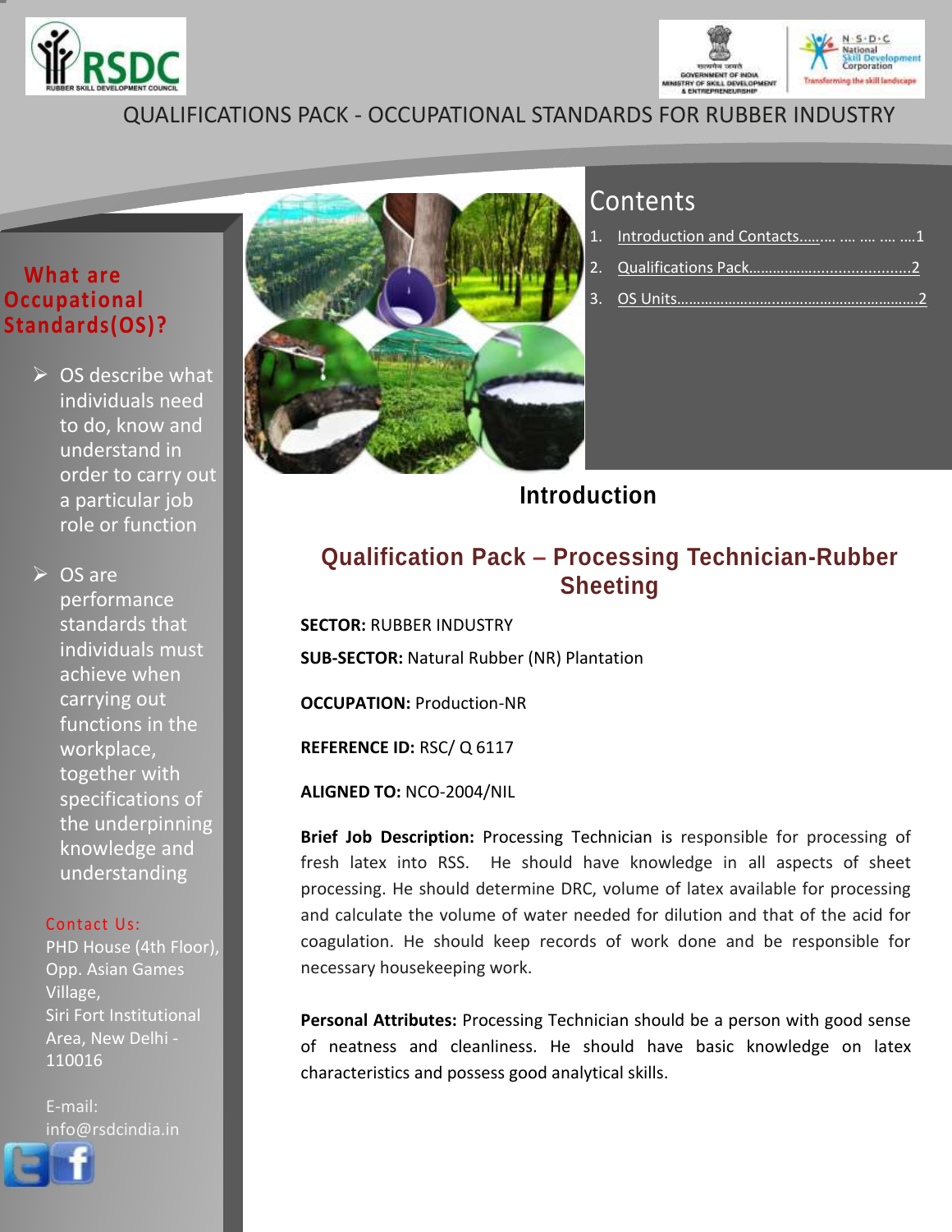QUALIFICATIONS PACK - OCCUPATIONAL STANDARDS FOR RUBBER INDUSTRY

## What are Occupational Standards(OS)?

- OS describe what individuals need to do, know and understand in order to carry out a particular job role or function
- OS are performance standards that individuals must achieve when carrying out functions in the workplace, together with specifications of the underpinning knowledge and understanding

Contact Us:

PHD House (4th Floor), Opp. Asian Games Village, Siri Fort Institutional Area, New Delhi - 110016

E-mail: info@rsdcindia.in

## Contents

1. Introduction and Contacts…..…. …. …. …. ….1
2. Qualifications Pack……………….....................2
3. OS Units…………………..……….........................2

# Introduction

## Qualification Pack – Processing Technician-Rubber Sheeting

**SECTOR:** RUBBER INDUSTRY

**SUB-SECTOR:** Natural Rubber (NR) Plantation

**OCCUPATION:** Production-NR

**REFERENCE ID:** RSC/ Q 6117

**ALIGNED TO:** NCO-2004/NIL

**Brief Job Description:** Processing Technician is responsible for processing of fresh latex into RSS. He should have knowledge in all aspects of sheet processing. He should determine DRC, volume of latex available for processing and calculate the volume of water needed for dilution and that of the acid for coagulation. He should keep records of work done and be responsible for necessary housekeeping work.

**Personal Attributes:** Processing Technician should be a person with good sense of neatness and cleanliness. He should have basic knowledge on latex characteristics and possess good analytical skills.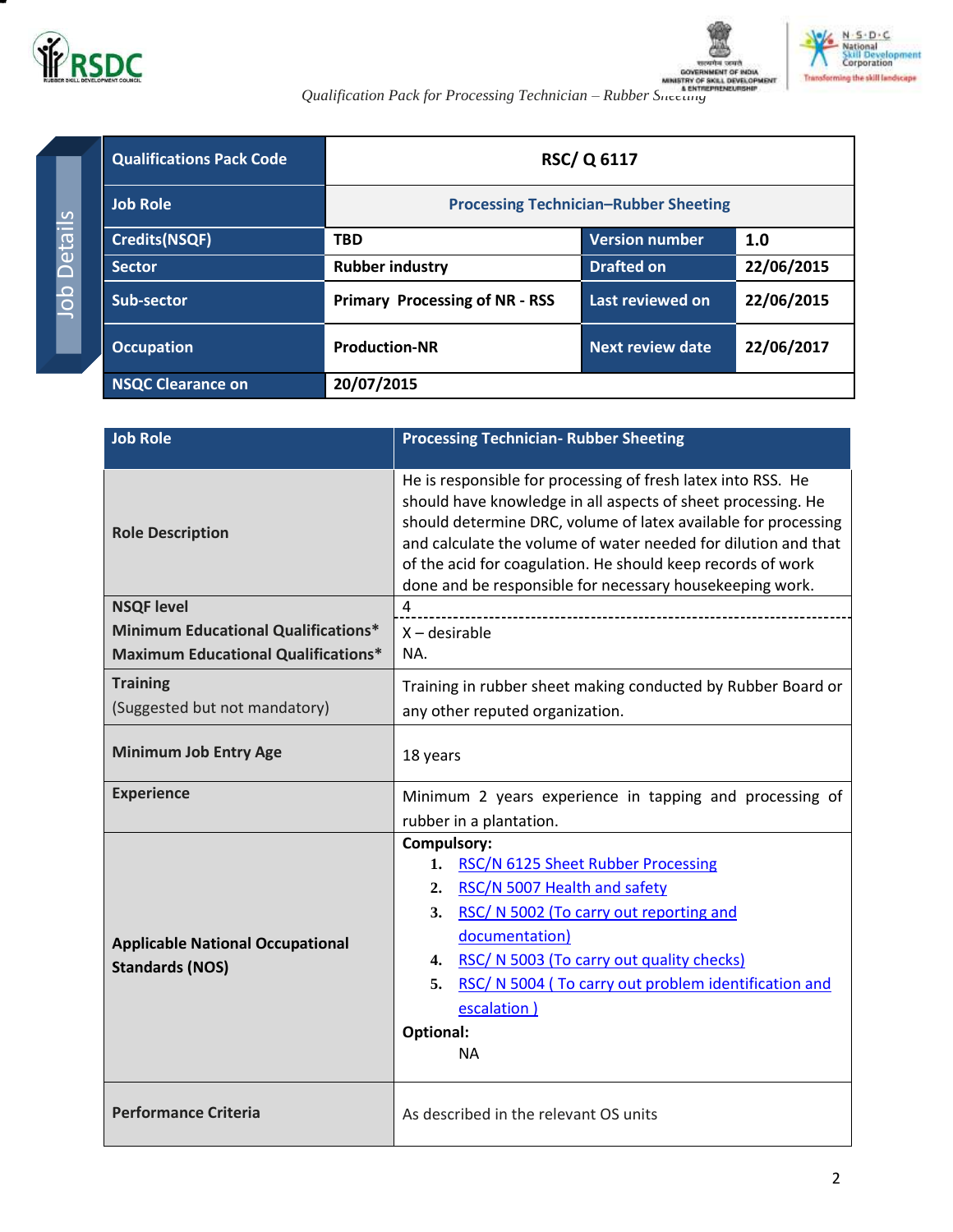Job Details

| | | | |
|---|---|---|---|
| **Qualifications Pack Code** | **RSC/ Q 6117** | | |
| **Job Role** | **Processing Technician–Rubber Sheeting** | | |
| **Credits(NSQF)** | **TBD** | **Version number** | **1.0** |
| **Sector** | **Rubber industry** | **Drafted on** | **22/06/2015** |
| **Sub-sector** | **Primary Processing of NR - RSS** | **Last reviewed on** | **22/06/2015** |
| **Occupation** | **Production-NR** | **Next review date** | **22/06/2017** |
| **NSQC Clearance on** | **20/07/2015** | | |

| **Job Role** | **Processing Technician- Rubber Sheeting** |
|---|---|
| **Role Description** | He is responsible for processing of fresh latex into RSS. He should have knowledge in all aspects of sheet processing. He should determine DRC, volume of latex available for processing and calculate the volume of water needed for dilution and that of the acid for coagulation. He should keep records of work done and be responsible for necessary housekeeping work. |
| **NSQF level** | 4 |
| **Minimum Educational Qualifications*** | X – desirable |
| **Maximum Educational Qualifications*** | NA. |
| **Training** (Suggested but not mandatory) | Training in rubber sheet making conducted by Rubber Board or any other reputed organization. |
| **Minimum Job Entry Age** | 18 years |
| **Experience** | Minimum 2 years experience in tapping and processing of rubber in a plantation. |
| **Applicable National Occupational Standards (NOS)** | **Compulsory:** 1. RSC/N 6125 Sheet Rubber Processing 2. RSC/N 5007 Health and safety 3. RSC/ N 5002 (To carry out reporting and documentation) 4. RSC/ N 5003 (To carry out quality checks) 5. RSC/ N 5004 ( To carry out problem identification and escalation ) **Optional:** NA |
| **Performance Criteria** | As described in the relevant OS units |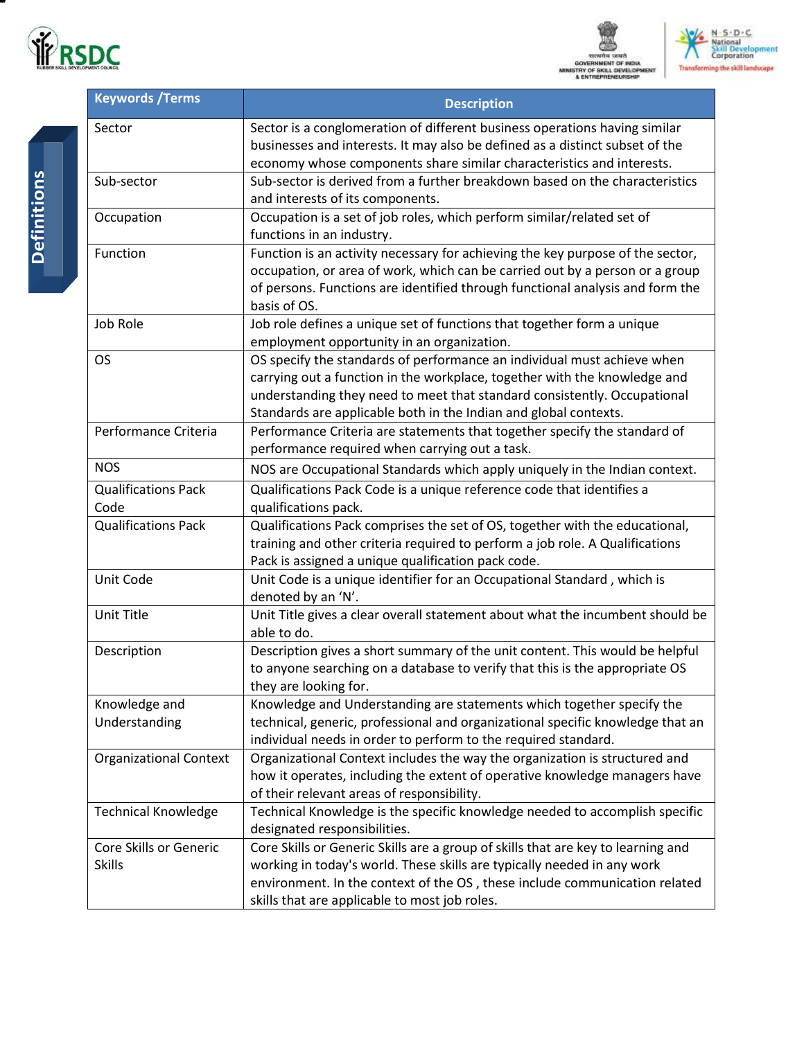## Definitions

| Keywords /Terms | Description |
|---|---|
| Sector | Sector is a conglomeration of different business operations having similar businesses and interests. It may also be defined as a distinct subset of the economy whose components share similar characteristics and interests. |
| Sub-sector | Sub-sector is derived from a further breakdown based on the characteristics and interests of its components. |
| Occupation | Occupation is a set of job roles, which perform similar/related set of functions in an industry. |
| Function | Function is an activity necessary for achieving the key purpose of the sector, occupation, or area of work, which can be carried out by a person or a group of persons. Functions are identified through functional analysis and form the basis of OS. |
| Job Role | Job role defines a unique set of functions that together form a unique employment opportunity in an organization. |
| OS | OS specify the standards of performance an individual must achieve when carrying out a function in the workplace, together with the knowledge and understanding they need to meet that standard consistently. Occupational Standards are applicable both in the Indian and global contexts. |
| Performance Criteria | Performance Criteria are statements that together specify the standard of performance required when carrying out a task. |
| NOS | NOS are Occupational Standards which apply uniquely in the Indian context. |
| Qualifications Pack Code | Qualifications Pack Code is a unique reference code that identifies a qualifications pack. |
| Qualifications Pack | Qualifications Pack comprises the set of OS, together with the educational, training and other criteria required to perform a job role. A Qualifications Pack is assigned a unique qualification pack code. |
| Unit Code | Unit Code is a unique identifier for an Occupational Standard , which is denoted by an 'N'. |
| Unit Title | Unit Title gives a clear overall statement about what the incumbent should be able to do. |
| Description | Description gives a short summary of the unit content. This would be helpful to anyone searching on a database to verify that this is the appropriate OS they are looking for. |
| Knowledge and Understanding | Knowledge and Understanding are statements which together specify the technical, generic, professional and organizational specific knowledge that an individual needs in order to perform to the required standard. |
| Organizational Context | Organizational Context includes the way the organization is structured and how it operates, including the extent of operative knowledge managers have of their relevant areas of responsibility. |
| Technical Knowledge | Technical Knowledge is the specific knowledge needed to accomplish specific designated responsibilities. |
| Core Skills or Generic Skills | Core Skills or Generic Skills are a group of skills that are key to learning and working in today's world. These skills are typically needed in any work environment. In the context of the OS , these include communication related skills that are applicable to most job roles. |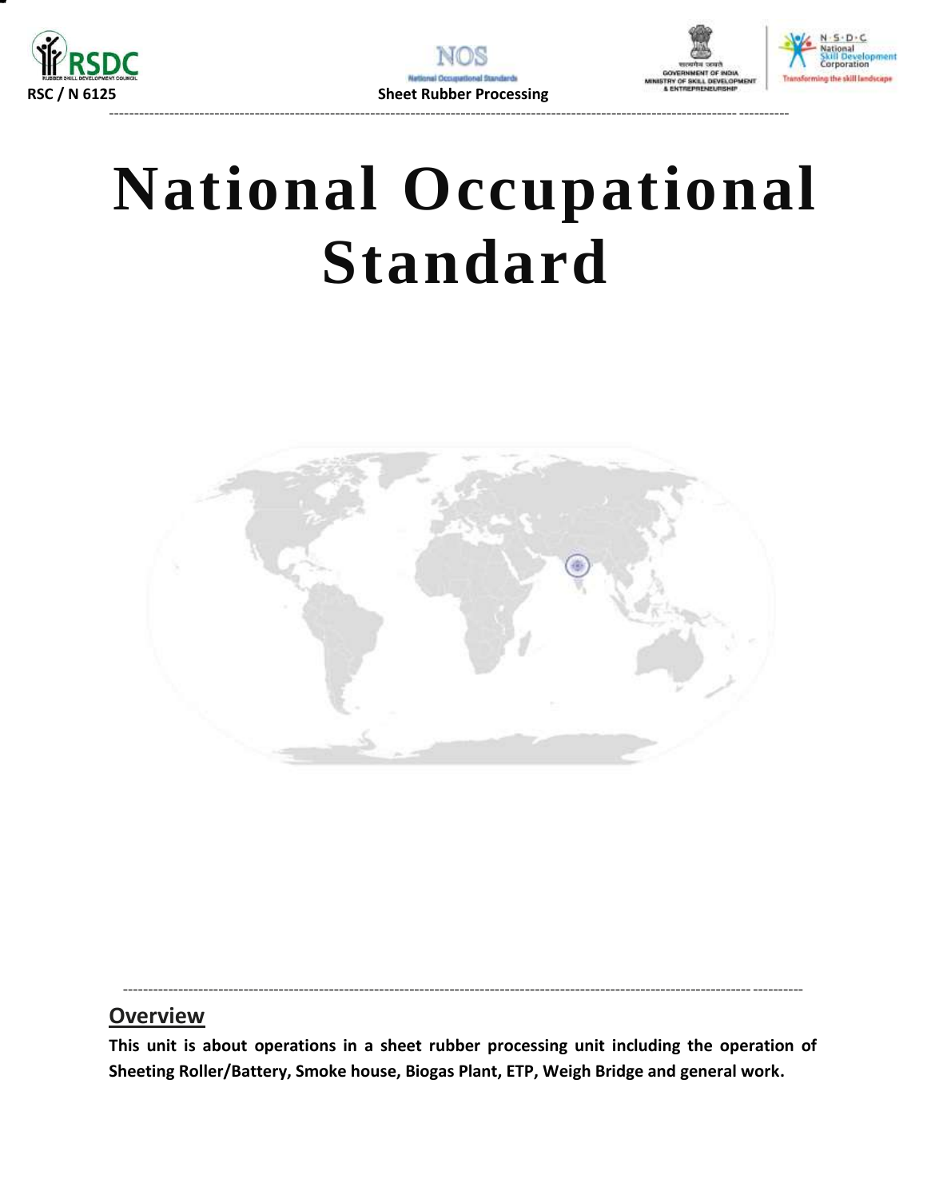# National Occupational Standard

## Overview

**This unit is about operations in a sheet rubber processing unit including the operation of Sheeting Roller/Battery, Smoke house, Biogas Plant, ETP, Weigh Bridge and general work.**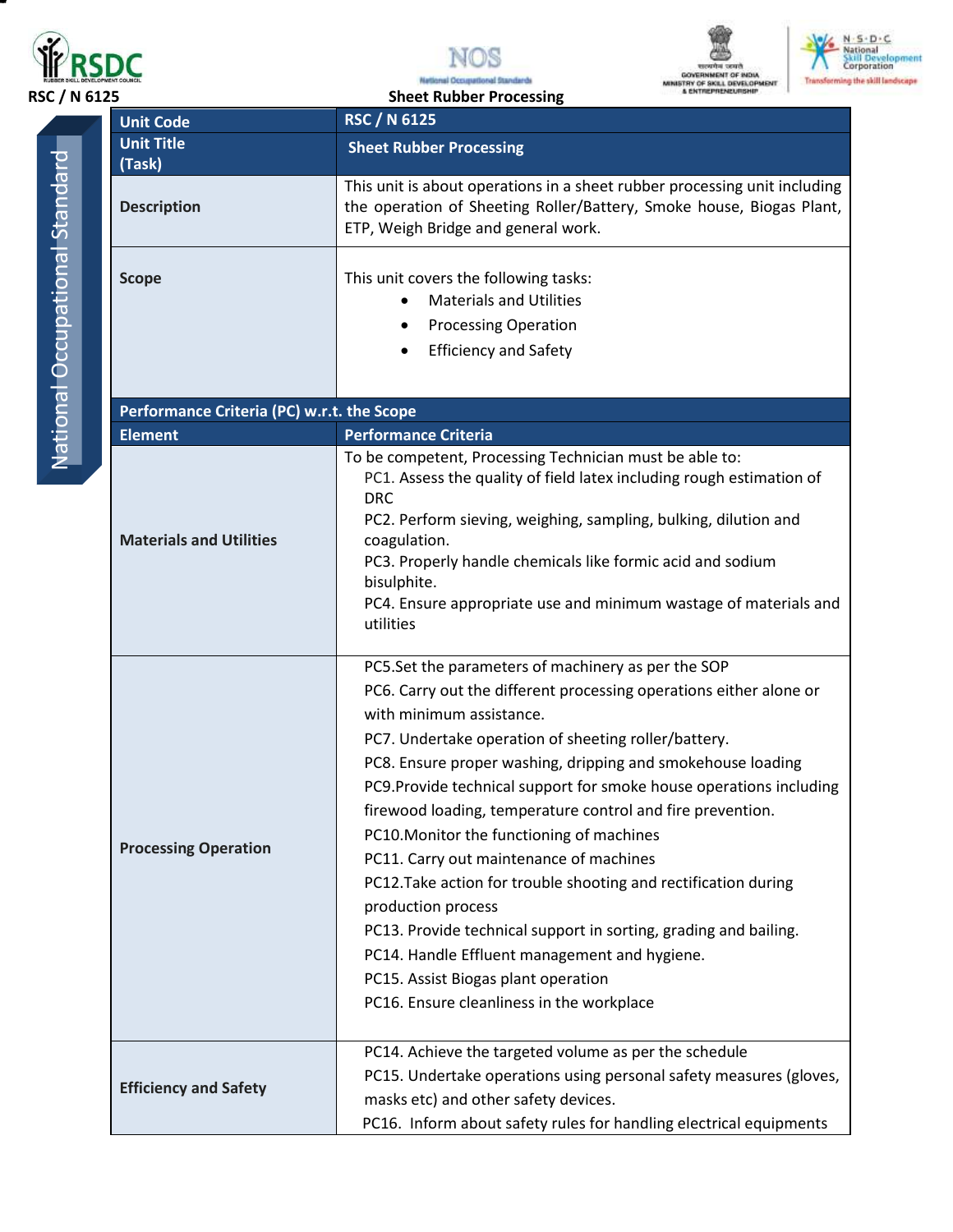RSC / N 6125

Sheet Rubber Processing

| Unit Code | RSC / N 6125 |
|---|---|
| Unit Title (Task) | Sheet Rubber Processing |
| Description | This unit is about operations in a sheet rubber processing unit including the operation of Sheeting Roller/Battery, Smoke house, Biogas Plant, ETP, Weigh Bridge and general work. |
| Scope | This unit covers the following tasks:<br>• Materials and Utilities<br>• Processing Operation<br>• Efficiency and Safety |
| **Performance Criteria (PC) w.r.t. the Scope** | |
| **Element** | **Performance Criteria** |
| Materials and Utilities | To be competent, Processing Technician must be able to:<br>PC1. Assess the quality of field latex including rough estimation of DRC<br>PC2. Perform sieving, weighing, sampling, bulking, dilution and coagulation.<br>PC3. Properly handle chemicals like formic acid and sodium bisulphite.<br>PC4. Ensure appropriate use and minimum wastage of materials and utilities |
| Processing Operation | PC5.Set the parameters of machinery as per the SOP<br>PC6. Carry out the different processing operations either alone or with minimum assistance.<br>PC7. Undertake operation of sheeting roller/battery.<br>PC8. Ensure proper washing, dripping and smokehouse loading<br>PC9.Provide technical support for smoke house operations including firewood loading, temperature control and fire prevention.<br>PC10.Monitor the functioning of machines<br>PC11. Carry out maintenance of machines<br>PC12.Take action for trouble shooting and rectification during production process<br>PC13. Provide technical support in sorting, grading and bailing.<br>PC14. Handle Effluent management and hygiene.<br>PC15. Assist Biogas plant operation<br>PC16. Ensure cleanliness in the workplace |
| Efficiency and Safety | PC14. Achieve the targeted volume as per the schedule<br>PC15. Undertake operations using personal safety measures (gloves, masks etc) and other safety devices.<br>PC16. Inform about safety rules for handling electrical equipments |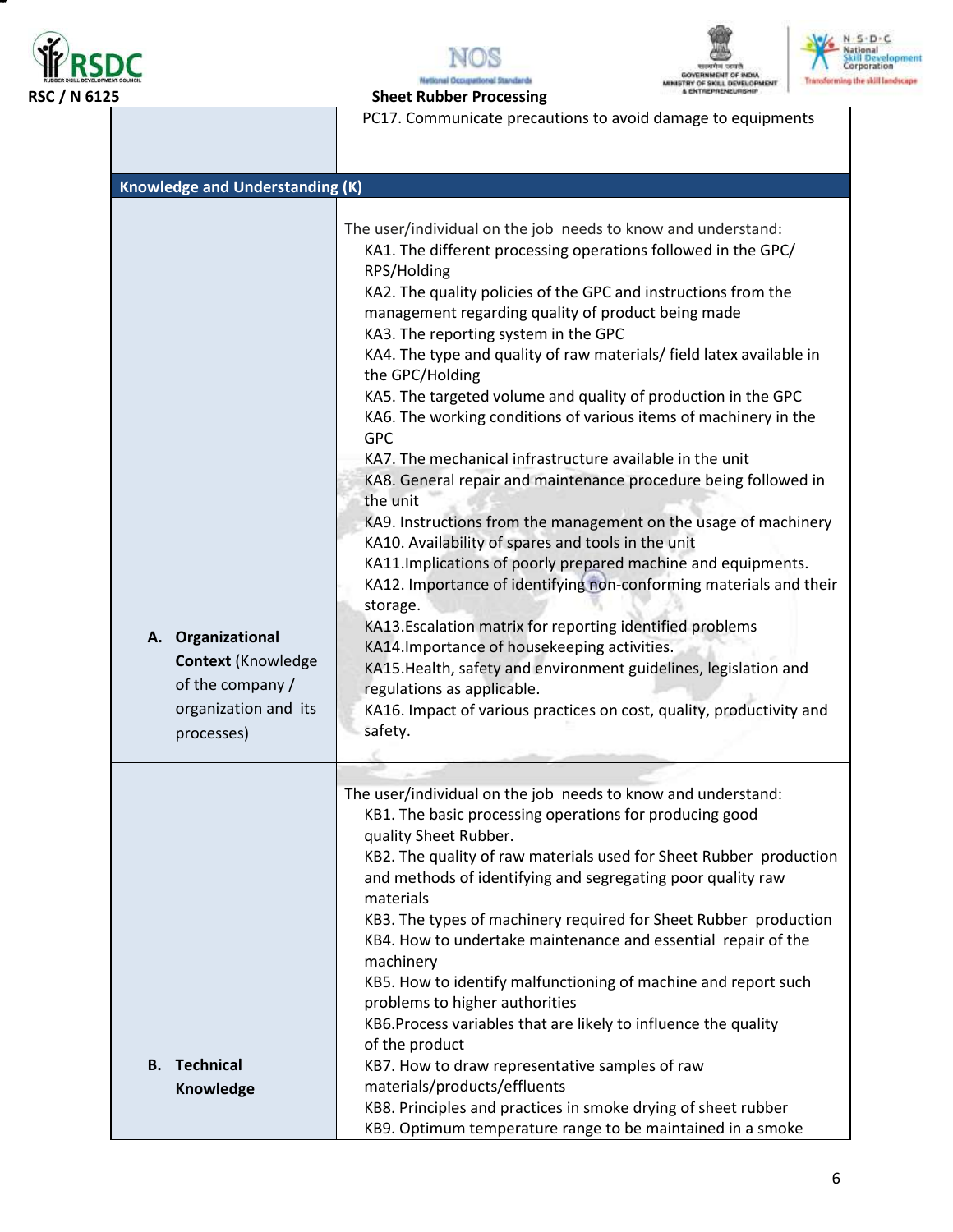| | |
|---|---|
| | PC17. Communicate precautions to avoid damage to equipments |
| **Knowledge and Understanding (K)** | |
| **A. Organizational Context** (Knowledge of the company / organization and its processes) | The user/individual on the job needs to know and understand:<br>KA1. The different processing operations followed in the GPC/ RPS/Holding<br>KA2. The quality policies of the GPC and instructions from the management regarding quality of product being made<br>KA3. The reporting system in the GPC<br>KA4. The type and quality of raw materials/ field latex available in the GPC/Holding<br>KA5. The targeted volume and quality of production in the GPC<br>KA6. The working conditions of various items of machinery in the GPC<br>KA7. The mechanical infrastructure available in the unit<br>KA8. General repair and maintenance procedure being followed in the unit<br>KA9. Instructions from the management on the usage of machinery<br>KA10. Availability of spares and tools in the unit<br>KA11.Implications of poorly prepared machine and equipments.<br>KA12. Importance of identifying non-conforming materials and their storage.<br>KA13.Escalation matrix for reporting identified problems<br>KA14.Importance of housekeeping activities.<br>KA15.Health, safety and environment guidelines, legislation and regulations as applicable.<br>KA16. Impact of various practices on cost, quality, productivity and safety. |
| **B. Technical Knowledge** | The user/individual on the job needs to know and understand:<br>KB1. The basic processing operations for producing good quality Sheet Rubber.<br>KB2. The quality of raw materials used for Sheet Rubber production and methods of identifying and segregating poor quality raw materials<br>KB3. The types of machinery required for Sheet Rubber production<br>KB4. How to undertake maintenance and essential repair of the machinery<br>KB5. How to identify malfunctioning of machine and report such problems to higher authorities<br>KB6.Process variables that are likely to influence the quality of the product<br>KB7. How to draw representative samples of raw materials/products/effluents<br>KB8. Principles and practices in smoke drying of sheet rubber<br>KB9. Optimum temperature range to be maintained in a smoke |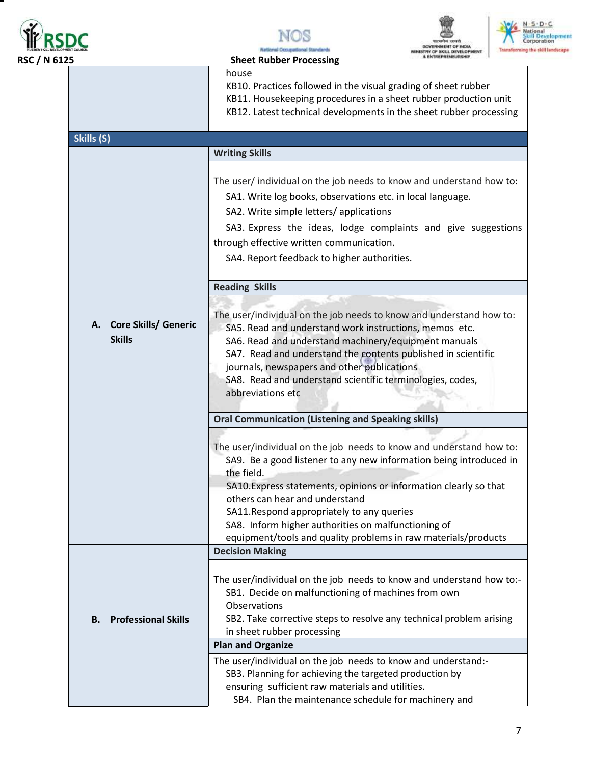| | |
|---|---|
| | house<br>KB10. Practices followed in the visual grading of sheet rubber<br>KB11. Housekeeping procedures in a sheet rubber production unit<br>KB12. Latest technical developments in the sheet rubber processing |
| **Skills (S)** | |
| **A. Core Skills/ Generic Skills** | **Writing Skills** |
| | The user/ individual on the job needs to know and understand how to:<br>SA1. Write log books, observations etc. in local language.<br>SA2. Write simple letters/ applications<br>SA3. Express the ideas, lodge complaints and give suggestions through effective written communication.<br>SA4. Report feedback to higher authorities. |
| | **Reading Skills** |
| | The user/individual on the job needs to know and understand how to:<br>SA5. Read and understand work instructions, memos etc.<br>SA6. Read and understand machinery/equipment manuals<br>SA7. Read and understand the contents published in scientific journals, newspapers and other publications<br>SA8. Read and understand scientific terminologies, codes, abbreviations etc |
| | **Oral Communication (Listening and Speaking skills)** |
| | The user/individual on the job needs to know and understand how to:<br>SA9. Be a good listener to any new information being introduced in the field.<br>SA10.Express statements, opinions or information clearly so that others can hear and understand<br>SA11.Respond appropriately to any queries<br>SA8. Inform higher authorities on malfunctioning of equipment/tools and quality problems in raw materials/products |
| **B. Professional Skills** | **Decision Making** |
| | The user/individual on the job needs to know and understand how to:-<br>SB1. Decide on malfunctioning of machines from own Observations<br>SB2. Take corrective steps to resolve any technical problem arising in sheet rubber processing |
| | **Plan and Organize** |
| | The user/individual on the job needs to know and understand:-<br>SB3. Planning for achieving the targeted production by ensuring sufficient raw materials and utilities.<br>SB4. Plan the maintenance schedule for machinery and |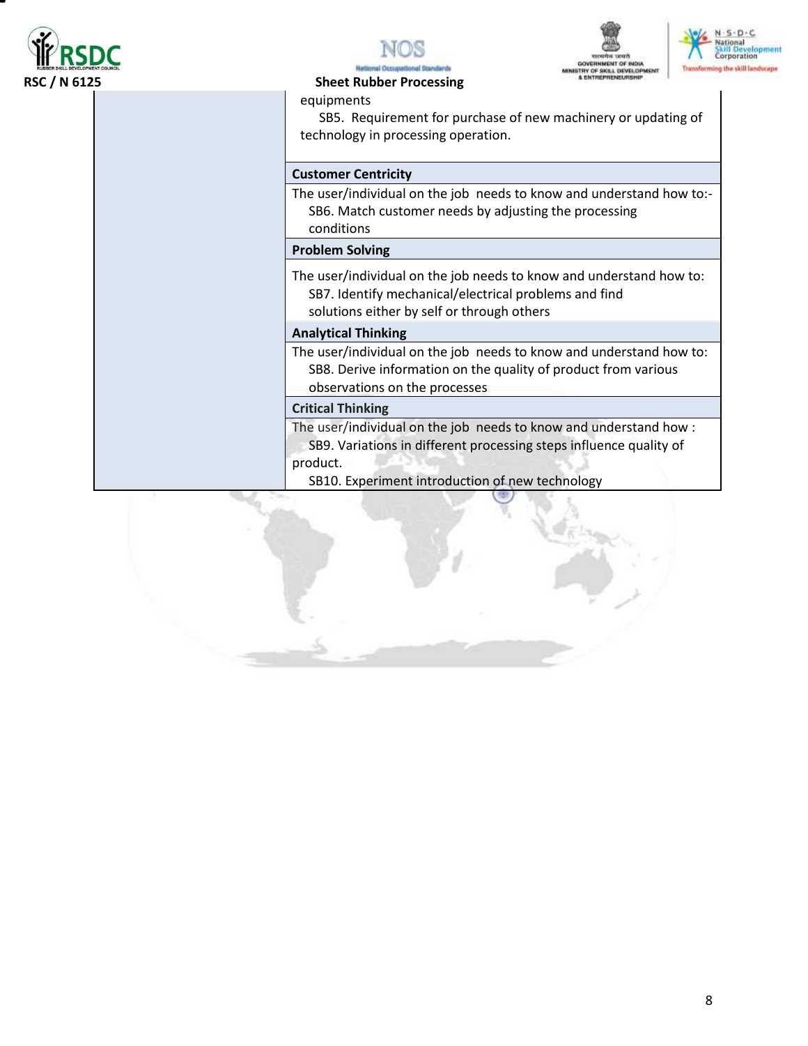| | |
|---|---|
| | equipments<br>SB5. Requirement for purchase of new machinery or updating of technology in processing operation. |
| | **Customer Centricity** |
| | The user/individual on the job needs to know and understand how to:-<br>SB6. Match customer needs by adjusting the processing conditions |
| | **Problem Solving** |
| | The user/individual on the job needs to know and understand how to:<br>SB7. Identify mechanical/electrical problems and find solutions either by self or through others |
| | **Analytical Thinking** |
| | The user/individual on the job needs to know and understand how to:<br>SB8. Derive information on the quality of product from various observations on the processes |
| | **Critical Thinking** |
| | The user/individual on the job needs to know and understand how :<br>SB9. Variations in different processing steps influence quality of product.<br>SB10. Experiment introduction of new technology |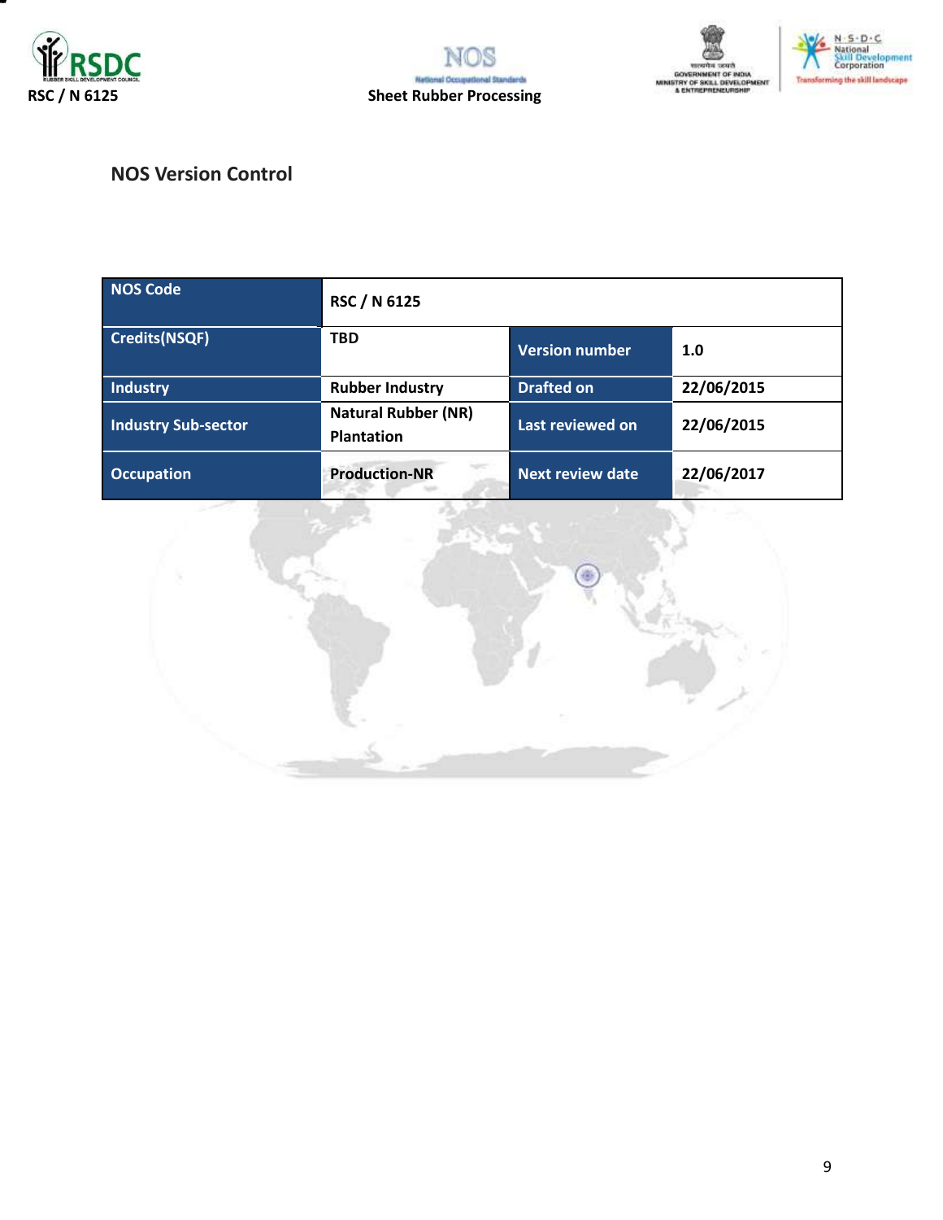## NOS Version Control

| | | | |
|---|---|---|---|
| **NOS Code** | **RSC / N 6125** | | |
| **Credits(NSQF)** | **TBD** | **Version number** | **1.0** |
| **Industry** | **Rubber Industry** | **Drafted on** | **22/06/2015** |
| **Industry Sub-sector** | **Natural Rubber (NR) Plantation** | **Last reviewed on** | **22/06/2015** |
| **Occupation** | **Production-NR** | **Next review date** | **22/06/2017** |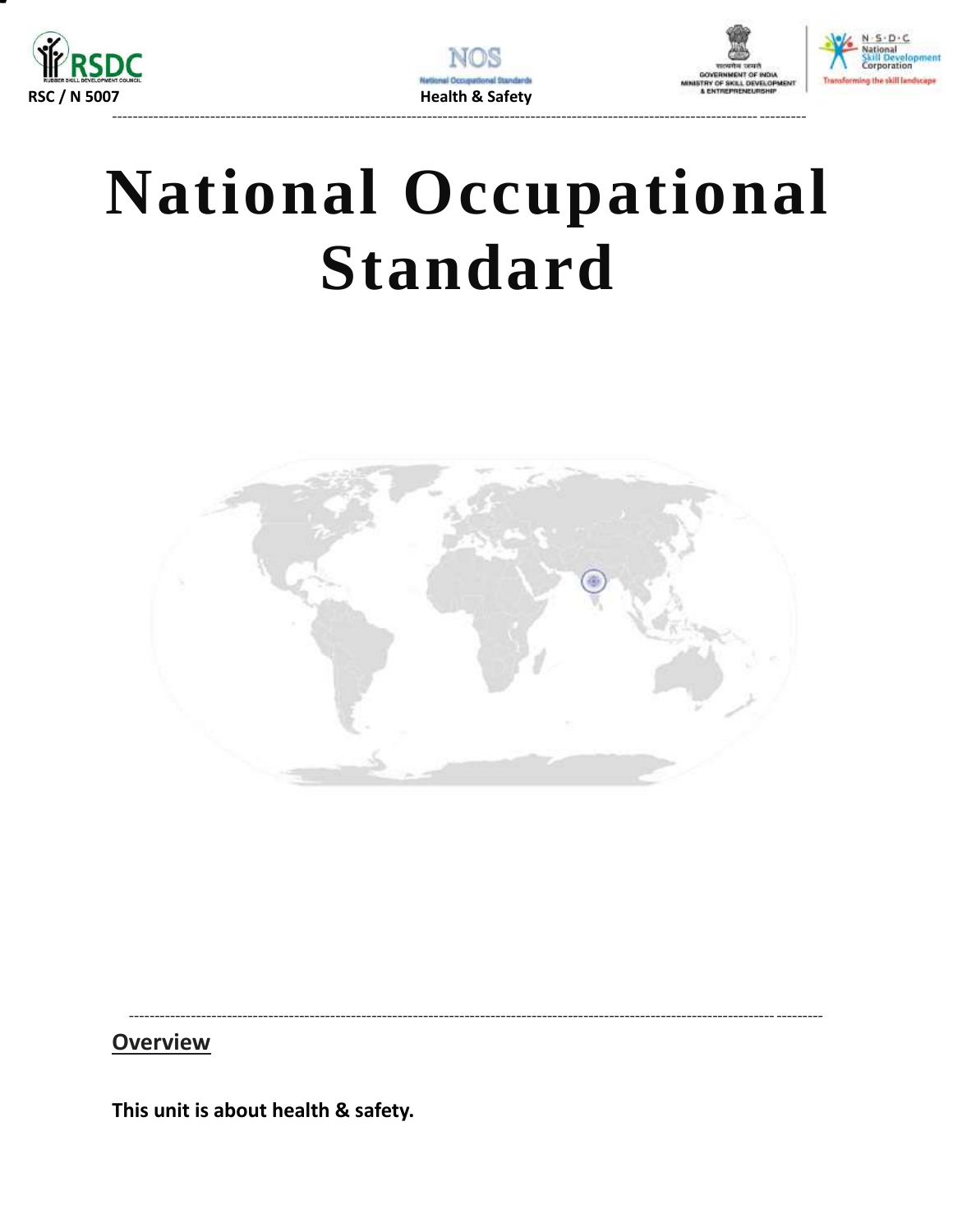# National Occupational Standard

## Overview

**This unit is about health & safety.**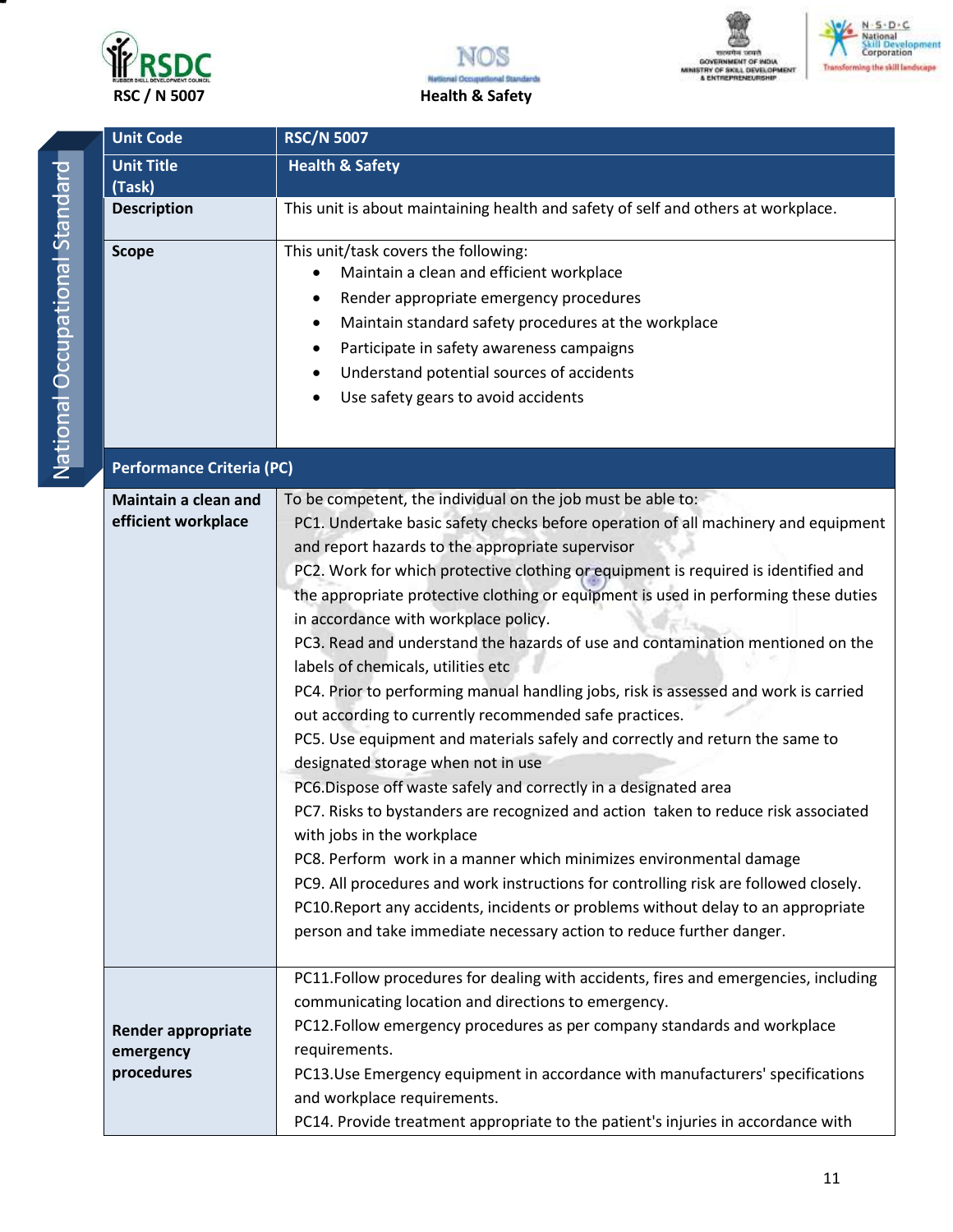| | |
|---|---|
| **Unit Code** | **RSC/N 5007** |
| **Unit Title (Task)** | **Health & Safety** |
| **Description** | This unit is about maintaining health and safety of self and others at workplace. |
| **Scope** | This unit/task covers the following:<br>• Maintain a clean and efficient workplace<br>• Render appropriate emergency procedures<br>• Maintain standard safety procedures at the workplace<br>• Participate in safety awareness campaigns<br>• Understand potential sources of accidents<br>• Use safety gears to avoid accidents |
| **Performance Criteria (PC)** | |
| **Maintain a clean and efficient workplace** | To be competent, the individual on the job must be able to:<br>PC1. Undertake basic safety checks before operation of all machinery and equipment and report hazards to the appropriate supervisor<br>PC2. Work for which protective clothing or equipment is required is identified and the appropriate protective clothing or equipment is used in performing these duties in accordance with workplace policy.<br>PC3. Read and understand the hazards of use and contamination mentioned on the labels of chemicals, utilities etc<br>PC4. Prior to performing manual handling jobs, risk is assessed and work is carried out according to currently recommended safe practices.<br>PC5. Use equipment and materials safely and correctly and return the same to designated storage when not in use<br>PC6.Dispose off waste safely and correctly in a designated area<br>PC7. Risks to bystanders are recognized and action taken to reduce risk associated with jobs in the workplace<br>PC8. Perform work in a manner which minimizes environmental damage<br>PC9. All procedures and work instructions for controlling risk are followed closely.<br>PC10.Report any accidents, incidents or problems without delay to an appropriate person and take immediate necessary action to reduce further danger. |
| **Render appropriate emergency procedures** | PC11.Follow procedures for dealing with accidents, fires and emergencies, including communicating location and directions to emergency.<br>PC12.Follow emergency procedures as per company standards and workplace requirements.<br>PC13.Use Emergency equipment in accordance with manufacturers' specifications and workplace requirements.<br>PC14. Provide treatment appropriate to the patient's injuries in accordance with |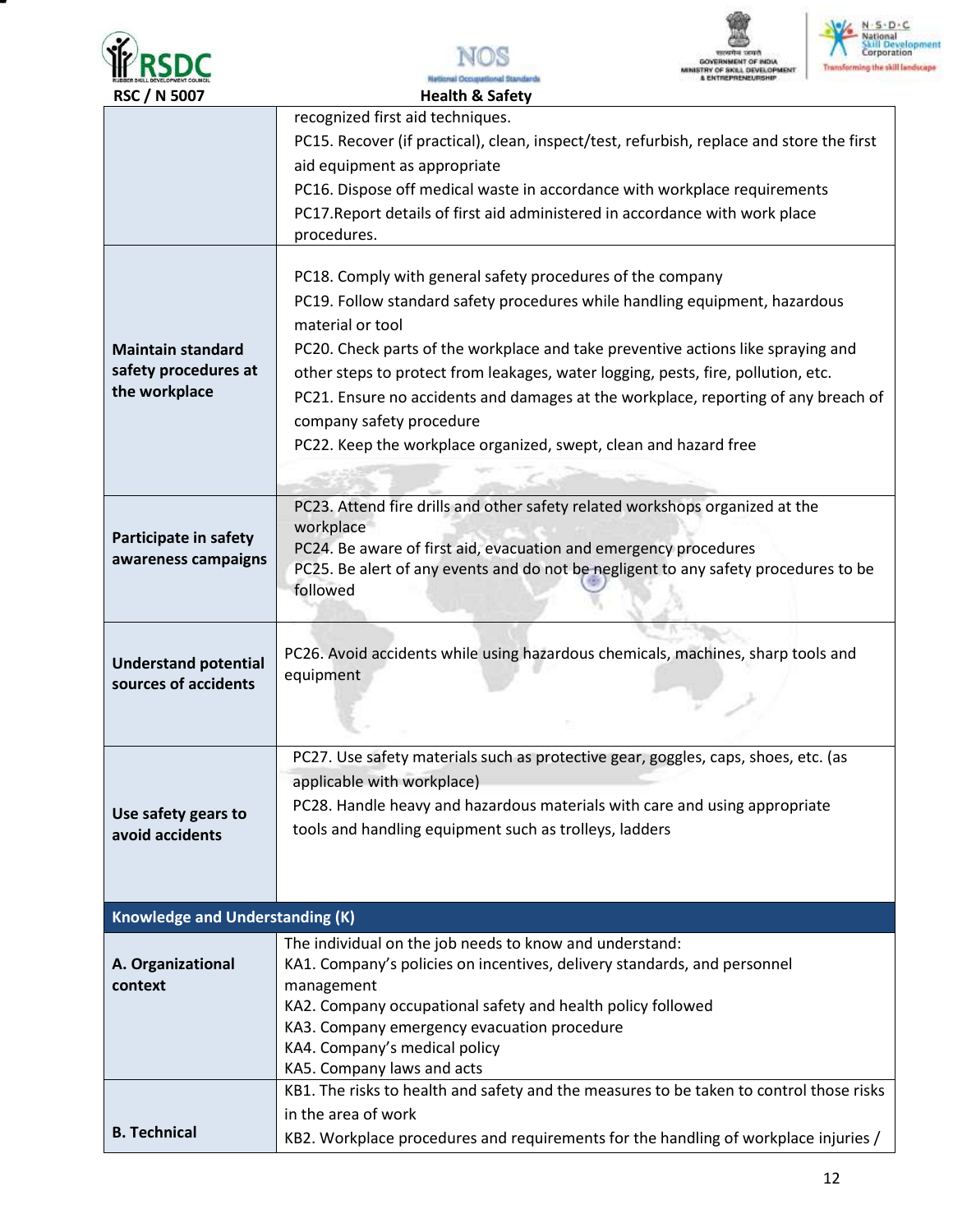| | |
|---|---|
| | recognized first aid techniques.<br>PC15. Recover (if practical), clean, inspect/test, refurbish, replace and store the first aid equipment as appropriate<br>PC16. Dispose off medical waste in accordance with workplace requirements<br>PC17.Report details of first aid administered in accordance with work place procedures. |
| **Maintain standard safety procedures at the workplace** | PC18. Comply with general safety procedures of the company<br>PC19. Follow standard safety procedures while handling equipment, hazardous material or tool<br>PC20. Check parts of the workplace and take preventive actions like spraying and other steps to protect from leakages, water logging, pests, fire, pollution, etc.<br>PC21. Ensure no accidents and damages at the workplace, reporting of any breach of company safety procedure<br>PC22. Keep the workplace organized, swept, clean and hazard free |
| **Participate in safety awareness campaigns** | PC23. Attend fire drills and other safety related workshops organized at the workplace<br>PC24. Be aware of first aid, evacuation and emergency procedures<br>PC25. Be alert of any events and do not be negligent to any safety procedures to be followed |
| **Understand potential sources of accidents** | PC26. Avoid accidents while using hazardous chemicals, machines, sharp tools and equipment |
| **Use safety gears to avoid accidents** | PC27. Use safety materials such as protective gear, goggles, caps, shoes, etc. (as applicable with workplace)<br>PC28. Handle heavy and hazardous materials with care and using appropriate tools and handling equipment such as trolleys, ladders |
| **Knowledge and Understanding (K)** | |
| **A. Organizational context** | The individual on the job needs to know and understand:<br>KA1. Company's policies on incentives, delivery standards, and personnel management<br>KA2. Company occupational safety and health policy followed<br>KA3. Company emergency evacuation procedure<br>KA4. Company's medical policy<br>KA5. Company laws and acts |
| **B. Technical** | KB1. The risks to health and safety and the measures to be taken to control those risks in the area of work<br>KB2. Workplace procedures and requirements for the handling of workplace injuries / |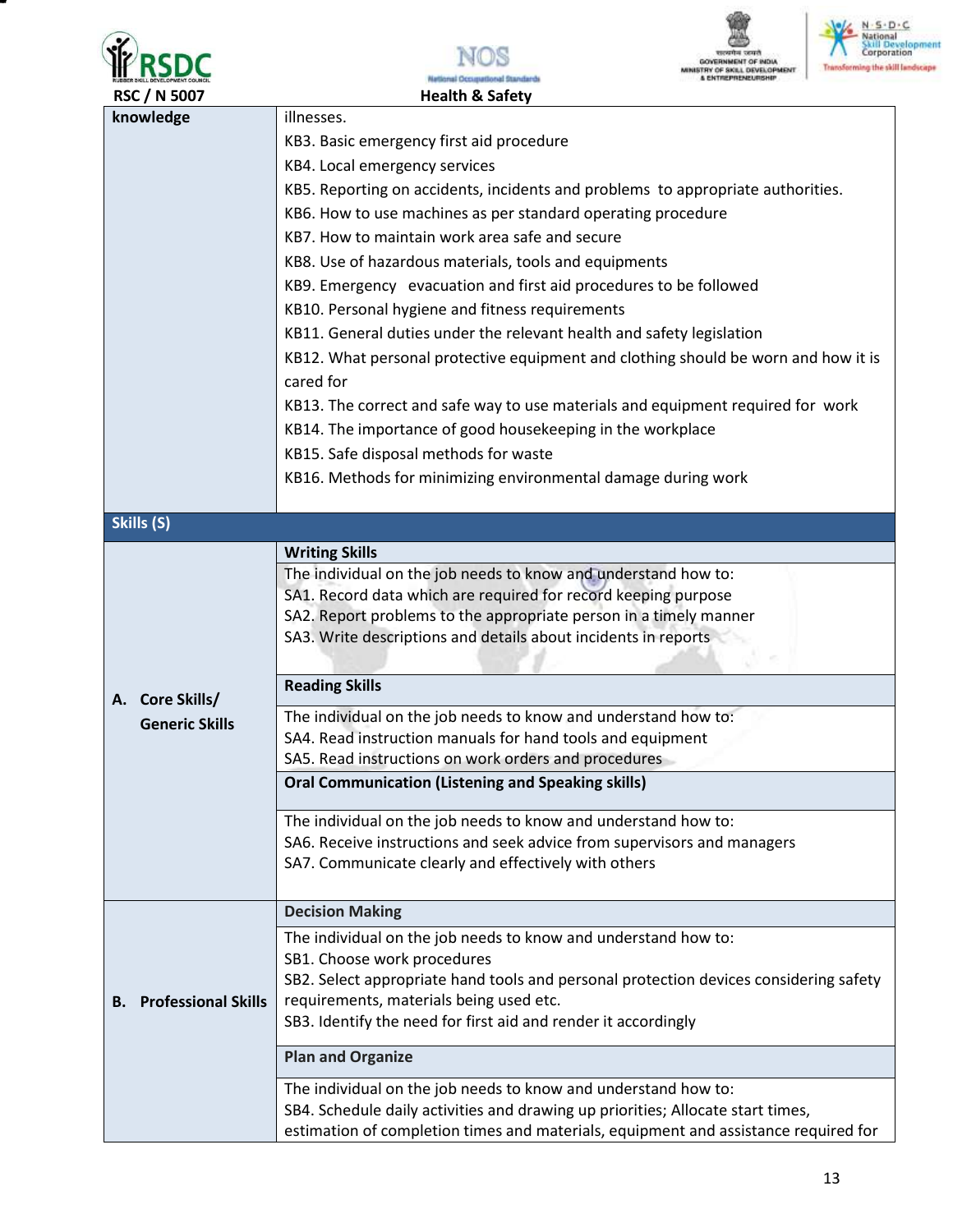| | |
|---|---|
| **knowledge** | illnesses.<br>KB3. Basic emergency first aid procedure<br>KB4. Local emergency services<br>KB5. Reporting on accidents, incidents and problems to appropriate authorities.<br>KB6. How to use machines as per standard operating procedure<br>KB7. How to maintain work area safe and secure<br>KB8. Use of hazardous materials, tools and equipments<br>KB9. Emergency evacuation and first aid procedures to be followed<br>KB10. Personal hygiene and fitness requirements<br>KB11. General duties under the relevant health and safety legislation<br>KB12. What personal protective equipment and clothing should be worn and how it is cared for<br>KB13. The correct and safe way to use materials and equipment required for work<br>KB14. The importance of good housekeeping in the workplace<br>KB15. Safe disposal methods for waste<br>KB16. Methods for minimizing environmental damage during work |
| **Skills (S)** | |
| **A. Core Skills/ Generic Skills** | **Writing Skills** |
| | The individual on the job needs to know and understand how to:<br>SA1. Record data which are required for record keeping purpose<br>SA2. Report problems to the appropriate person in a timely manner<br>SA3. Write descriptions and details about incidents in reports |
| | **Reading Skills** |
| | The individual on the job needs to know and understand how to:<br>SA4. Read instruction manuals for hand tools and equipment<br>SA5. Read instructions on work orders and procedures |
| | **Oral Communication (Listening and Speaking skills)** |
| | The individual on the job needs to know and understand how to:<br>SA6. Receive instructions and seek advice from supervisors and managers<br>SA7. Communicate clearly and effectively with others |
| **B. Professional Skills** | **Decision Making** |
| | The individual on the job needs to know and understand how to:<br>SB1. Choose work procedures<br>SB2. Select appropriate hand tools and personal protection devices considering safety requirements, materials being used etc.<br>SB3. Identify the need for first aid and render it accordingly |
| | **Plan and Organize** |
| | The individual on the job needs to know and understand how to:<br>SB4. Schedule daily activities and drawing up priorities; Allocate start times, estimation of completion times and materials, equipment and assistance required for |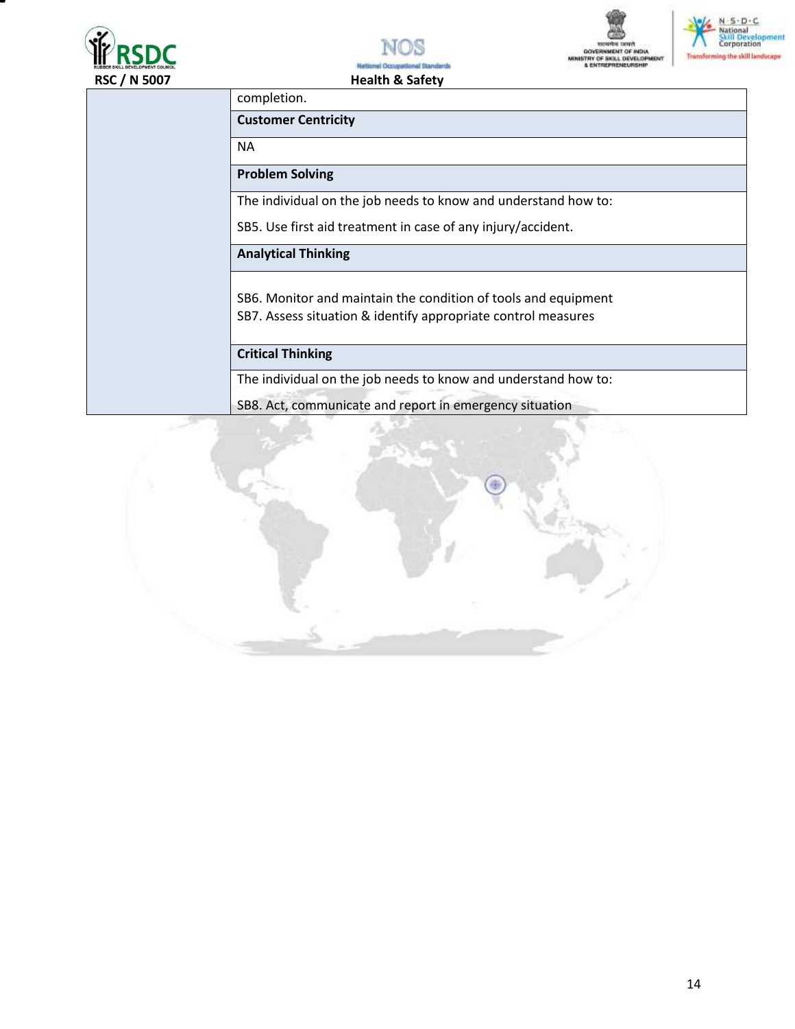| | |
|---|---|
| | completion. |
| | **Customer Centricity** |
| | NA |
| | **Problem Solving** |
| | The individual on the job needs to know and understand how to:<br><br>SB5. Use first aid treatment in case of any injury/accident. |
| | **Analytical Thinking** |
| | SB6. Monitor and maintain the condition of tools and equipment<br>SB7. Assess situation & identify appropriate control measures |
| | **Critical Thinking** |
| | The individual on the job needs to know and understand how to:<br><br>SB8. Act, communicate and report in emergency situation |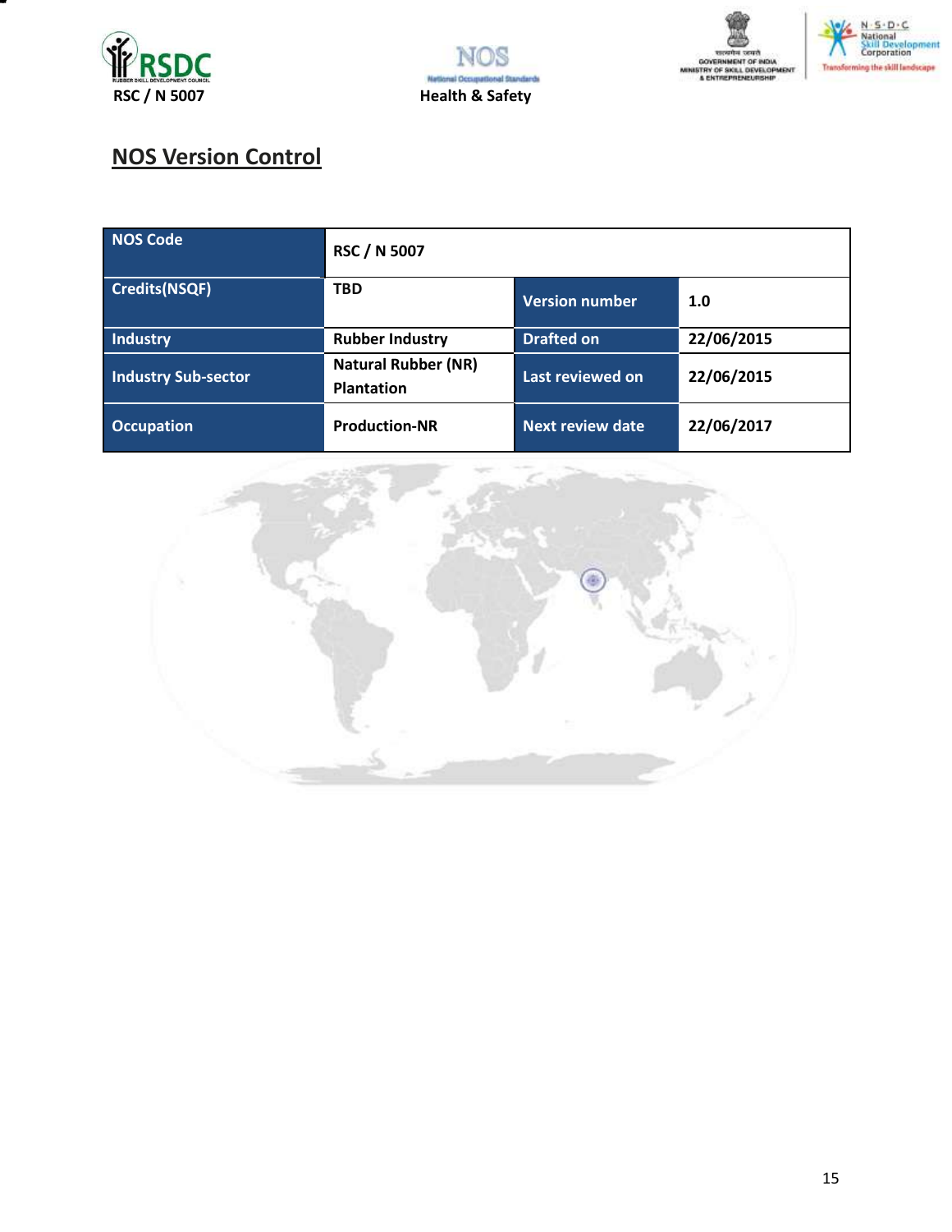## NOS Version Control

| | | | |
|---|---|---|---|
| **NOS Code** | **RSC / N 5007** | | |
| **Credits(NSQF)** | **TBD** | **Version number** | **1.0** |
| **Industry** | **Rubber Industry** | **Drafted on** | **22/06/2015** |
| **Industry Sub-sector** | **Natural Rubber (NR) Plantation** | **Last reviewed on** | **22/06/2015** |
| **Occupation** | **Production-NR** | **Next review date** | **22/06/2017** |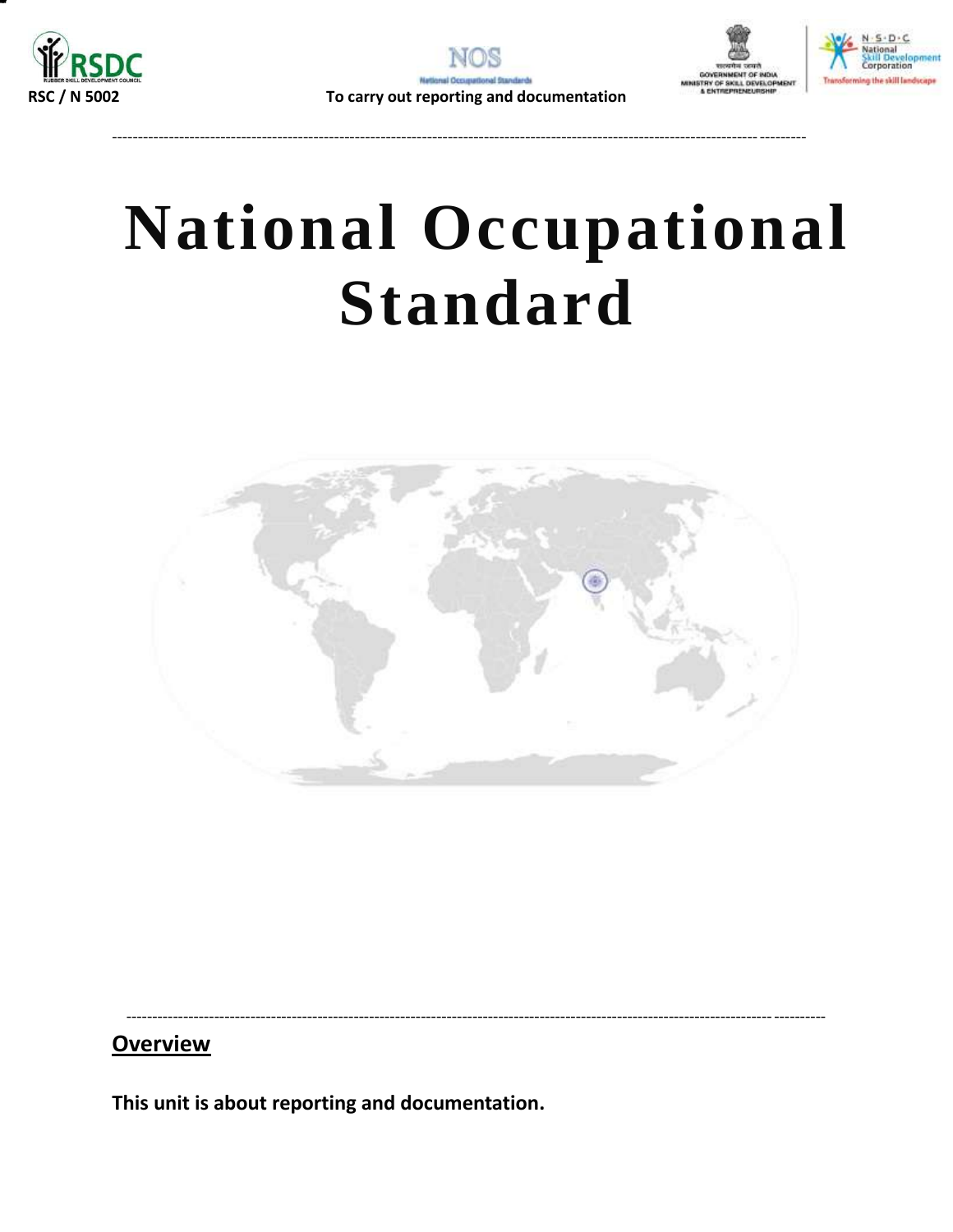# National Occupational Standard

## Overview

**This unit is about reporting and documentation.**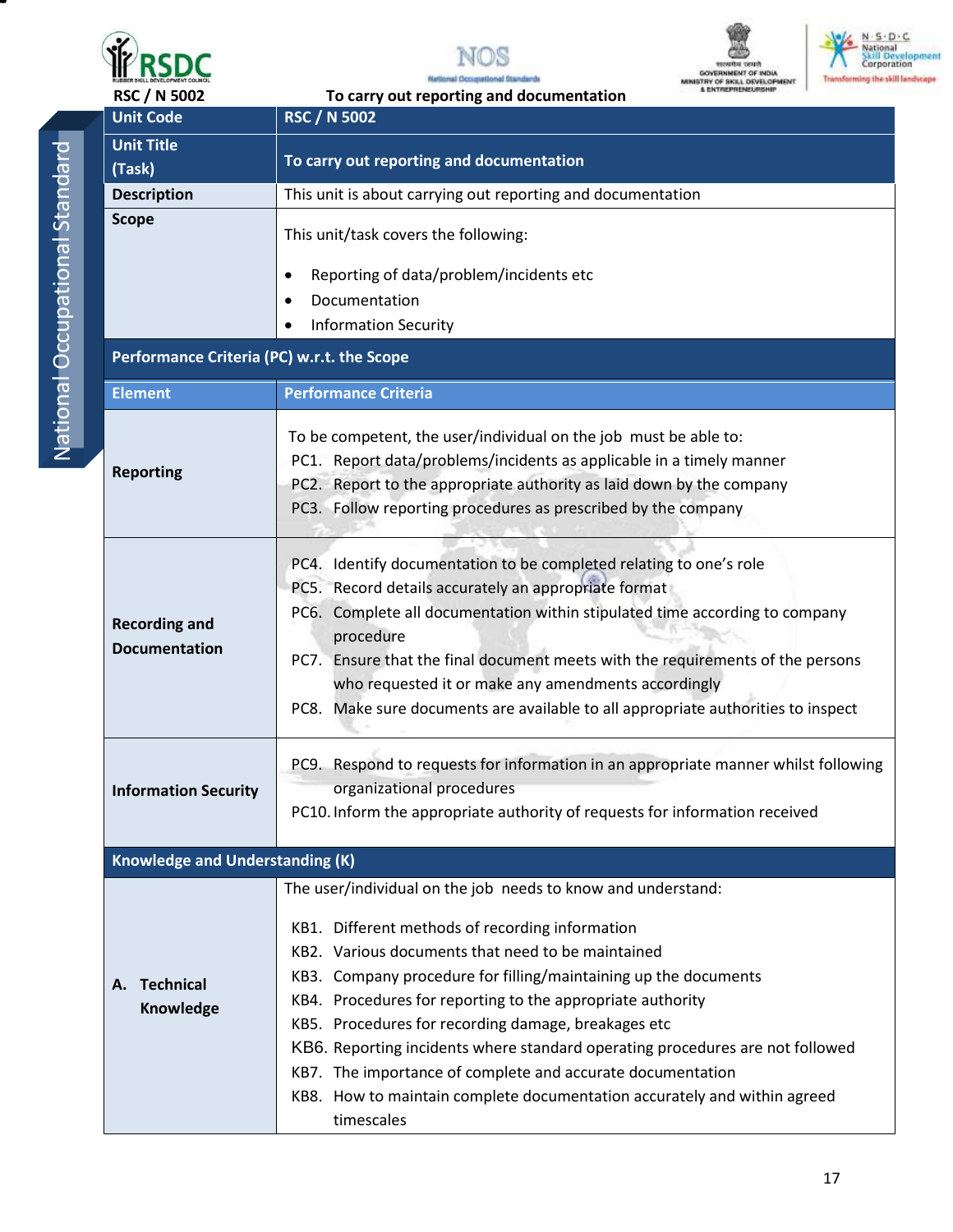RSC / N 5002 — To carry out reporting and documentation

| | |
|---|---|
| **Unit Code** | **RSC / N 5002** |
| **Unit Title (Task)** | **To carry out reporting and documentation** |
| **Description** | This unit is about carrying out reporting and documentation |
| **Scope** | This unit/task covers the following:<br>• Reporting of data/problem/incidents etc<br>• Documentation<br>• Information Security |
| **Performance Criteria (PC) w.r.t. the Scope** | |
| **Element** | **Performance Criteria** |
| **Reporting** | To be competent, the user/individual on the job must be able to:<br>PC1. Report data/problems/incidents as applicable in a timely manner<br>PC2. Report to the appropriate authority as laid down by the company<br>PC3. Follow reporting procedures as prescribed by the company |
| **Recording and Documentation** | PC4. Identify documentation to be completed relating to one's role<br>PC5. Record details accurately an appropriate format<br>PC6. Complete all documentation within stipulated time according to company procedure<br>PC7. Ensure that the final document meets with the requirements of the persons who requested it or make any amendments accordingly<br>PC8. Make sure documents are available to all appropriate authorities to inspect |
| **Information Security** | PC9. Respond to requests for information in an appropriate manner whilst following organizational procedures<br>PC10. Inform the appropriate authority of requests for information received |
| **Knowledge and Understanding (K)** | |
| **A. Technical Knowledge** | The user/individual on the job needs to know and understand:<br>KB1. Different methods of recording information<br>KB2. Various documents that need to be maintained<br>KB3. Company procedure for filling/maintaining up the documents<br>KB4. Procedures for reporting to the appropriate authority<br>KB5. Procedures for recording damage, breakages etc<br>KB6. Reporting incidents where standard operating procedures are not followed<br>KB7. The importance of complete and accurate documentation<br>KB8. How to maintain complete documentation accurately and within agreed timescales |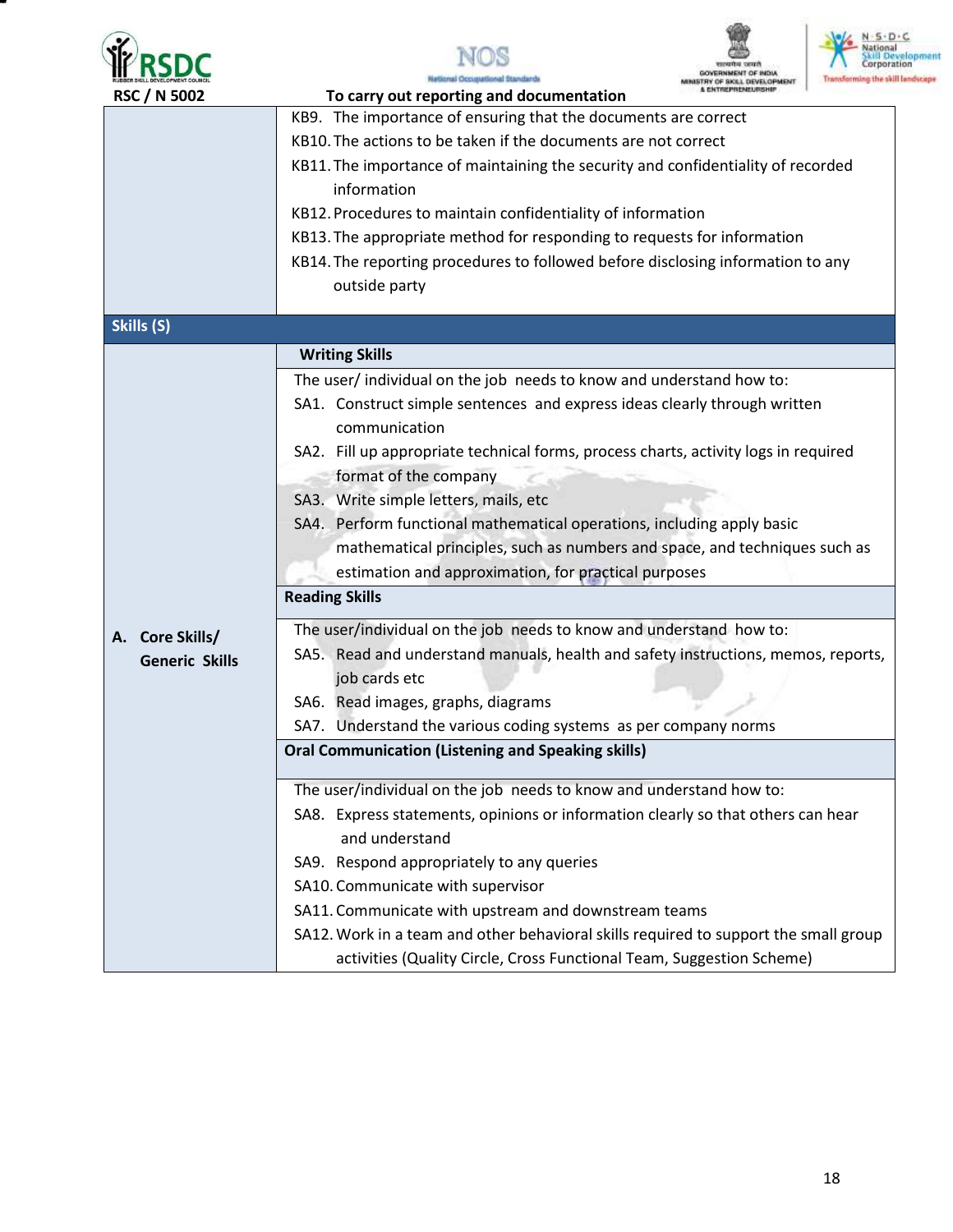| | |
|---|---|
| | KB9. The importance of ensuring that the documents are correct<br>KB10. The actions to be taken if the documents are not correct<br>KB11. The importance of maintaining the security and confidentiality of recorded information<br>KB12. Procedures to maintain confidentiality of information<br>KB13. The appropriate method for responding to requests for information<br>KB14. The reporting procedures to followed before disclosing information to any outside party |
| **Skills (S)** | |
| **A. Core Skills/ Generic Skills** | **Writing Skills** |
| | The user/ individual on the job needs to know and understand how to:<br>SA1. Construct simple sentences and express ideas clearly through written communication<br>SA2. Fill up appropriate technical forms, process charts, activity logs in required format of the company<br>SA3. Write simple letters, mails, etc<br>SA4. Perform functional mathematical operations, including apply basic mathematical principles, such as numbers and space, and techniques such as estimation and approximation, for practical purposes |
| | **Reading Skills** |
| | The user/individual on the job needs to know and understand how to:<br>SA5. Read and understand manuals, health and safety instructions, memos, reports, job cards etc<br>SA6. Read images, graphs, diagrams<br>SA7. Understand the various coding systems as per company norms |
| | **Oral Communication (Listening and Speaking skills)** |
| | The user/individual on the job needs to know and understand how to:<br>SA8. Express statements, opinions or information clearly so that others can hear and understand<br>SA9. Respond appropriately to any queries<br>SA10. Communicate with supervisor<br>SA11. Communicate with upstream and downstream teams<br>SA12. Work in a team and other behavioral skills required to support the small group activities (Quality Circle, Cross Functional Team, Suggestion Scheme) |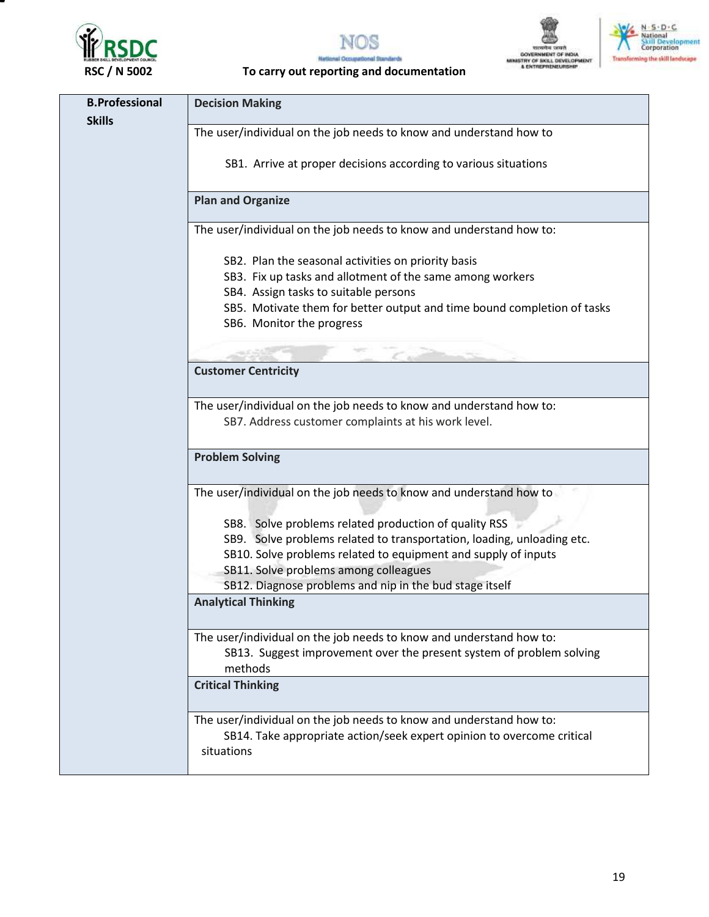| | |
|---|---|
| **B.Professional Skills** | **Decision Making** |
| | The user/individual on the job needs to know and understand how to<br><br>SB1. Arrive at proper decisions according to various situations |
| | **Plan and Organize** |
| | The user/individual on the job needs to know and understand how to:<br><br>SB2. Plan the seasonal activities on priority basis<br>SB3. Fix up tasks and allotment of the same among workers<br>SB4. Assign tasks to suitable persons<br>SB5. Motivate them for better output and time bound completion of tasks<br>SB6. Monitor the progress |
| | **Customer Centricity** |
| | The user/individual on the job needs to know and understand how to:<br>SB7. Address customer complaints at his work level. |
| | **Problem Solving** |
| | The user/individual on the job needs to know and understand how to<br><br>SB8. Solve problems related production of quality RSS<br>SB9. Solve problems related to transportation, loading, unloading etc.<br>SB10. Solve problems related to equipment and supply of inputs<br>SB11. Solve problems among colleagues<br>SB12. Diagnose problems and nip in the bud stage itself |
| | **Analytical Thinking** |
| | The user/individual on the job needs to know and understand how to:<br>SB13. Suggest improvement over the present system of problem solving methods |
| | **Critical Thinking** |
| | The user/individual on the job needs to know and understand how to:<br>SB14. Take appropriate action/seek expert opinion to overcome critical situations |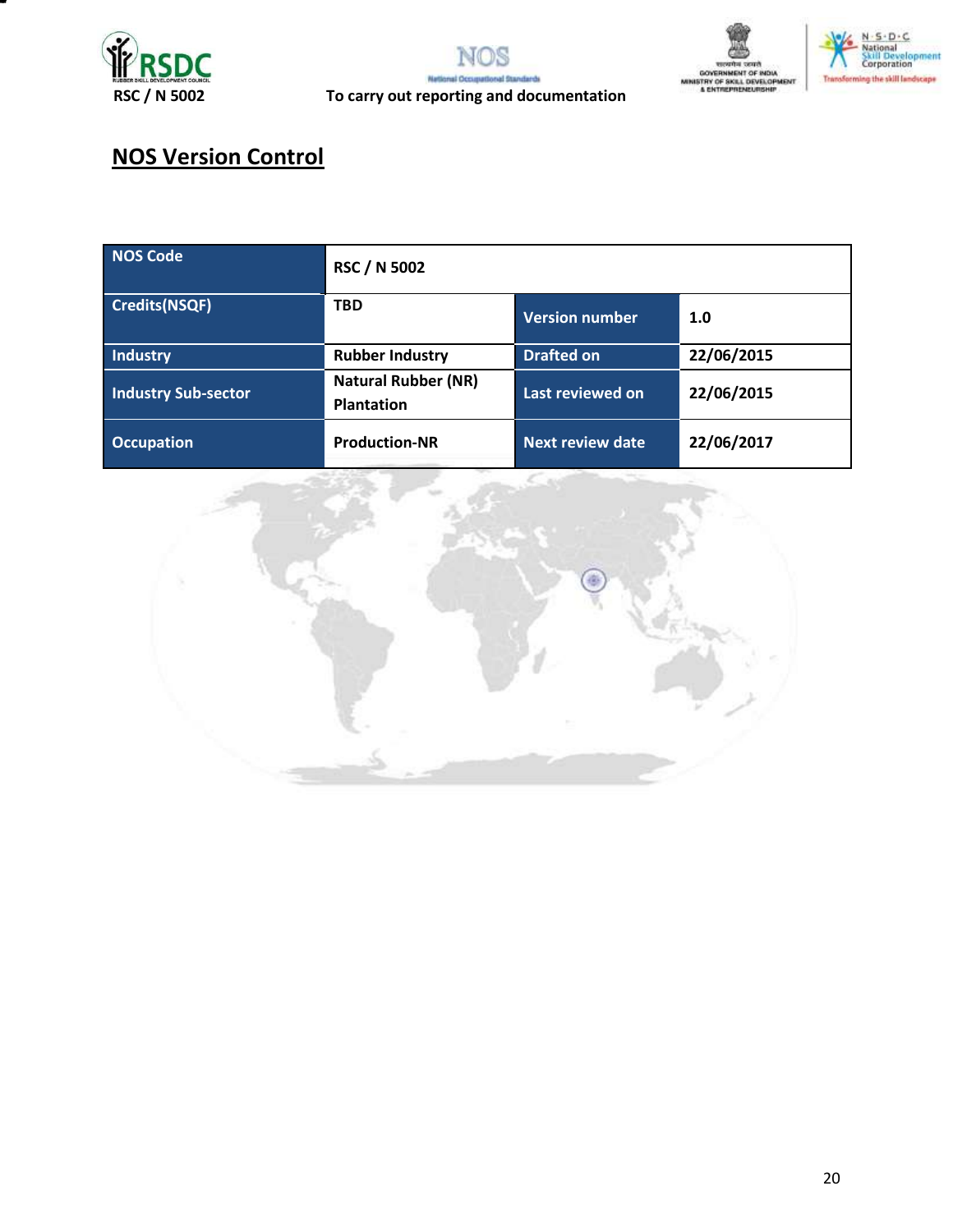## NOS Version Control

| | | | |
|---|---|---|---|
| NOS Code | RSC / N 5002 | | |
| Credits(NSQF) | TBD | Version number | 1.0 |
| Industry | Rubber Industry | Drafted on | 22/06/2015 |
| Industry Sub-sector | Natural Rubber (NR) Plantation | Last reviewed on | 22/06/2015 |
| Occupation | Production-NR | Next review date | 22/06/2017 |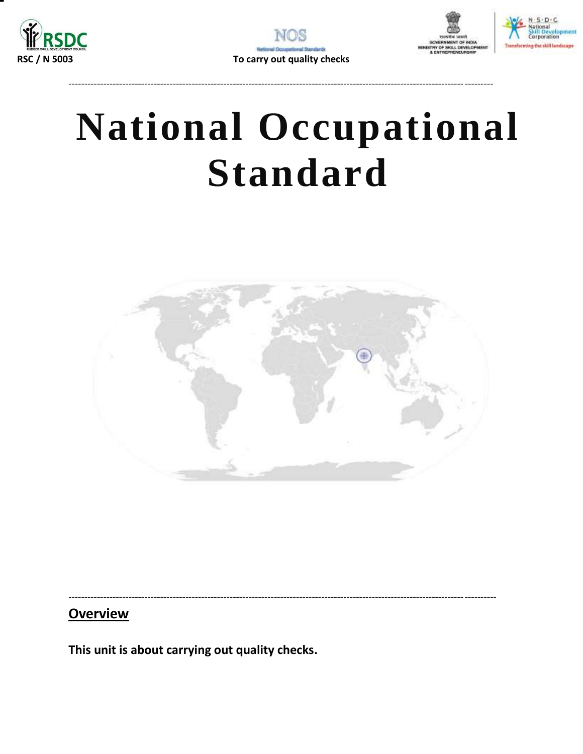# National Occupational Standard

## Overview

**This unit is about carrying out quality checks.**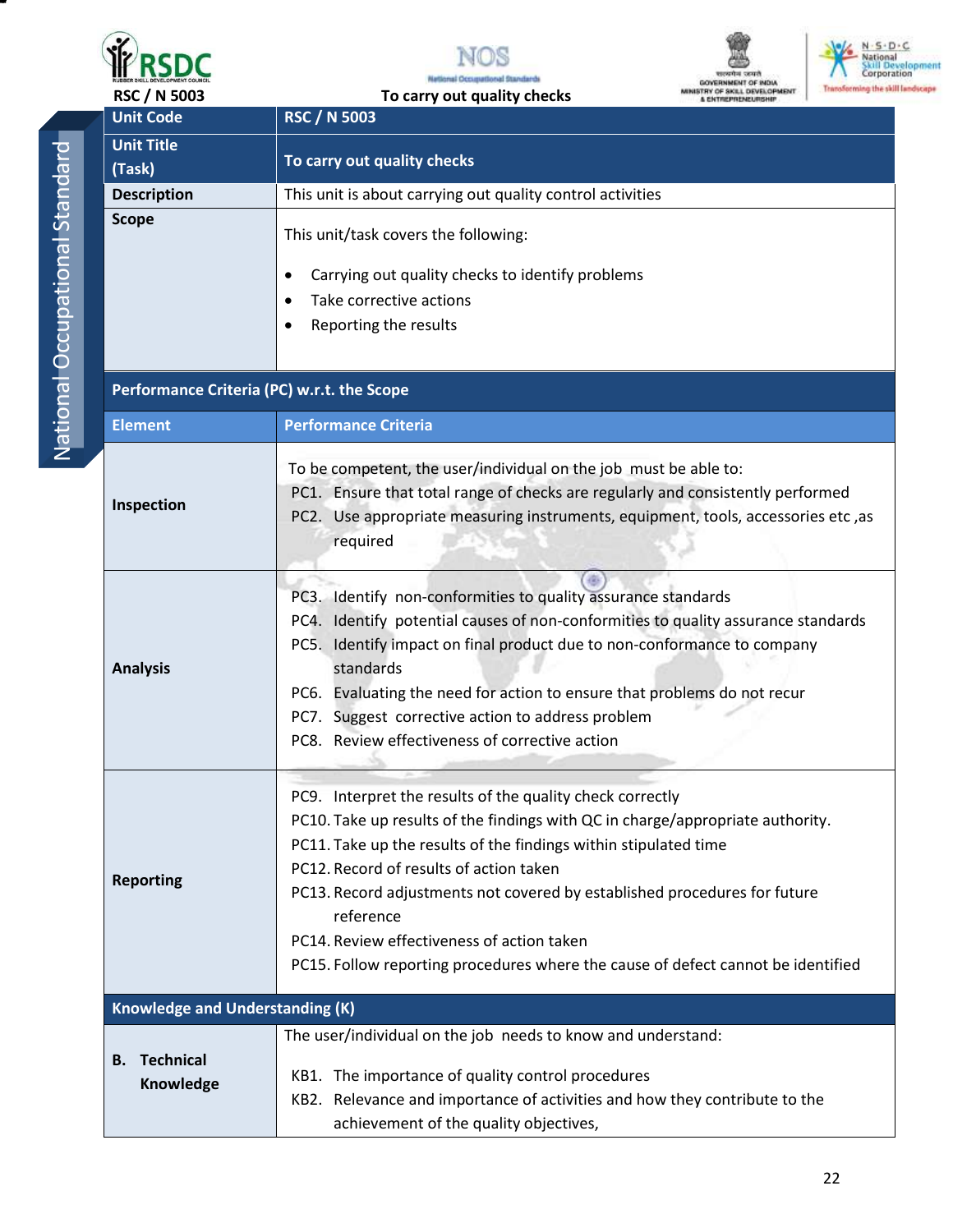| | |
|---|---|
| **Unit Code** | **RSC / N 5003** |
| **Unit Title (Task)** | **To carry out quality checks** |
| **Description** | This unit is about carrying out quality control activities |
| **Scope** | This unit/task covers the following:<br>• Carrying out quality checks to identify problems<br>• Take corrective actions<br>• Reporting the results |
| **Performance Criteria (PC) w.r.t. the Scope** | |
| **Element** | **Performance Criteria** |
| **Inspection** | To be competent, the user/individual on the job must be able to:<br>PC1. Ensure that total range of checks are regularly and consistently performed<br>PC2. Use appropriate measuring instruments, equipment, tools, accessories etc ,as required |
| **Analysis** | PC3. Identify non-conformities to quality assurance standards<br>PC4. Identify potential causes of non-conformities to quality assurance standards<br>PC5. Identify impact on final product due to non-conformance to company standards<br>PC6. Evaluating the need for action to ensure that problems do not recur<br>PC7. Suggest corrective action to address problem<br>PC8. Review effectiveness of corrective action |
| **Reporting** | PC9. Interpret the results of the quality check correctly<br>PC10. Take up results of the findings with QC in charge/appropriate authority.<br>PC11. Take up the results of the findings within stipulated time<br>PC12. Record of results of action taken<br>PC13. Record adjustments not covered by established procedures for future reference<br>PC14. Review effectiveness of action taken<br>PC15. Follow reporting procedures where the cause of defect cannot be identified |
| **Knowledge and Understanding (K)** | |
| **B. Technical Knowledge** | The user/individual on the job needs to know and understand:<br>KB1. The importance of quality control procedures<br>KB2. Relevance and importance of activities and how they contribute to the achievement of the quality objectives, |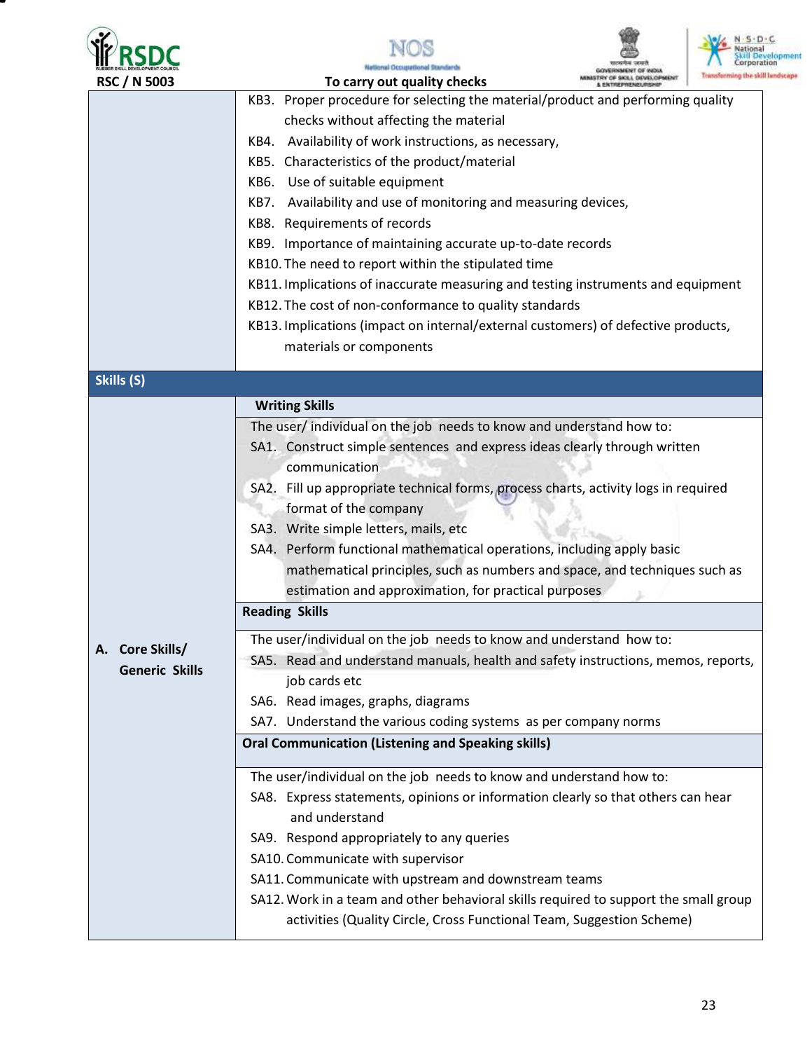| | |
|---|---|
| | KB3. Proper procedure for selecting the material/product and performing quality checks without affecting the material<br>KB4. Availability of work instructions, as necessary,<br>KB5. Characteristics of the product/material<br>KB6. Use of suitable equipment<br>KB7. Availability and use of monitoring and measuring devices,<br>KB8. Requirements of records<br>KB9. Importance of maintaining accurate up-to-date records<br>KB10. The need to report within the stipulated time<br>KB11. Implications of inaccurate measuring and testing instruments and equipment<br>KB12. The cost of non-conformance to quality standards<br>KB13. Implications (impact on internal/external customers) of defective products, materials or components |
| **Skills (S)** | |
| **A. Core Skills/ Generic Skills** | **Writing Skills**<br>The user/ individual on the job needs to know and understand how to:<br>SA1. Construct simple sentences and express ideas clearly through written communication<br>SA2. Fill up appropriate technical forms, process charts, activity logs in required format of the company<br>SA3. Write simple letters, mails, etc<br>SA4. Perform functional mathematical operations, including apply basic mathematical principles, such as numbers and space, and techniques such as estimation and approximation, for practical purposes |
| | **Reading Skills**<br>The user/individual on the job needs to know and understand how to:<br>SA5. Read and understand manuals, health and safety instructions, memos, reports, job cards etc<br>SA6. Read images, graphs, diagrams<br>SA7. Understand the various coding systems as per company norms |
| | **Oral Communication (Listening and Speaking skills)**<br>The user/individual on the job needs to know and understand how to:<br>SA8. Express statements, opinions or information clearly so that others can hear and understand<br>SA9. Respond appropriately to any queries<br>SA10. Communicate with supervisor<br>SA11. Communicate with upstream and downstream teams<br>SA12. Work in a team and other behavioral skills required to support the small group activities (Quality Circle, Cross Functional Team, Suggestion Scheme) |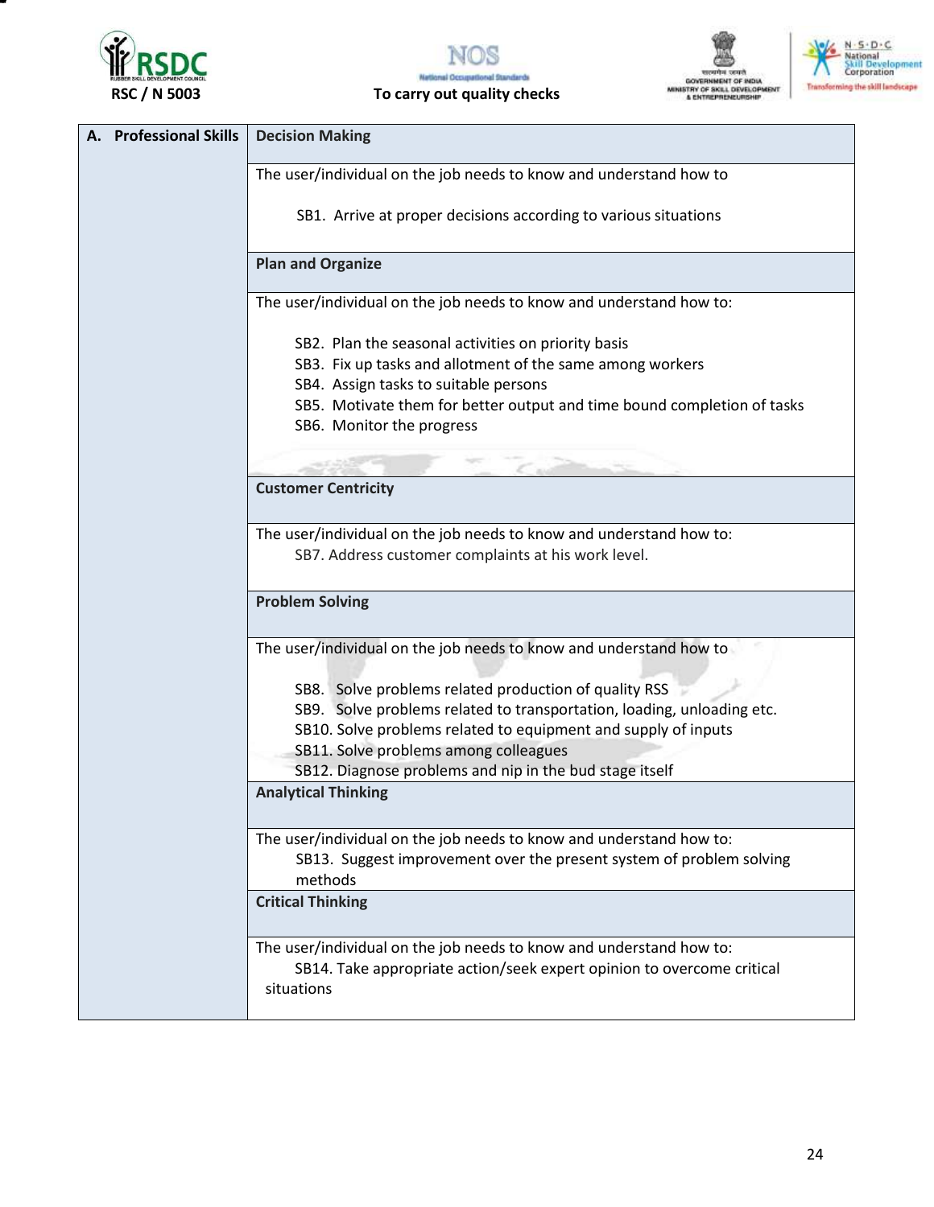| | | |
|---|---|---|
| **A. Professional Skills** | **Decision Making** | |
| | The user/individual on the job needs to know and understand how to<br><br>SB1. Arrive at proper decisions according to various situations | |
| | **Plan and Organize** | |
| | The user/individual on the job needs to know and understand how to:<br><br>SB2. Plan the seasonal activities on priority basis<br>SB3. Fix up tasks and allotment of the same among workers<br>SB4. Assign tasks to suitable persons<br>SB5. Motivate them for better output and time bound completion of tasks<br>SB6. Monitor the progress | |
| | **Customer Centricity** | |
| | The user/individual on the job needs to know and understand how to:<br>SB7. Address customer complaints at his work level. | |
| | **Problem Solving** | |
| | The user/individual on the job needs to know and understand how to<br><br>SB8. Solve problems related production of quality RSS<br>SB9. Solve problems related to transportation, loading, unloading etc.<br>SB10. Solve problems related to equipment and supply of inputs<br>SB11. Solve problems among colleagues<br>SB12. Diagnose problems and nip in the bud stage itself | |
| | **Analytical Thinking** | |
| | The user/individual on the job needs to know and understand how to:<br>SB13. Suggest improvement over the present system of problem solving methods | |
| | **Critical Thinking** | |
| | The user/individual on the job needs to know and understand how to:<br>SB14. Take appropriate action/seek expert opinion to overcome critical situations | |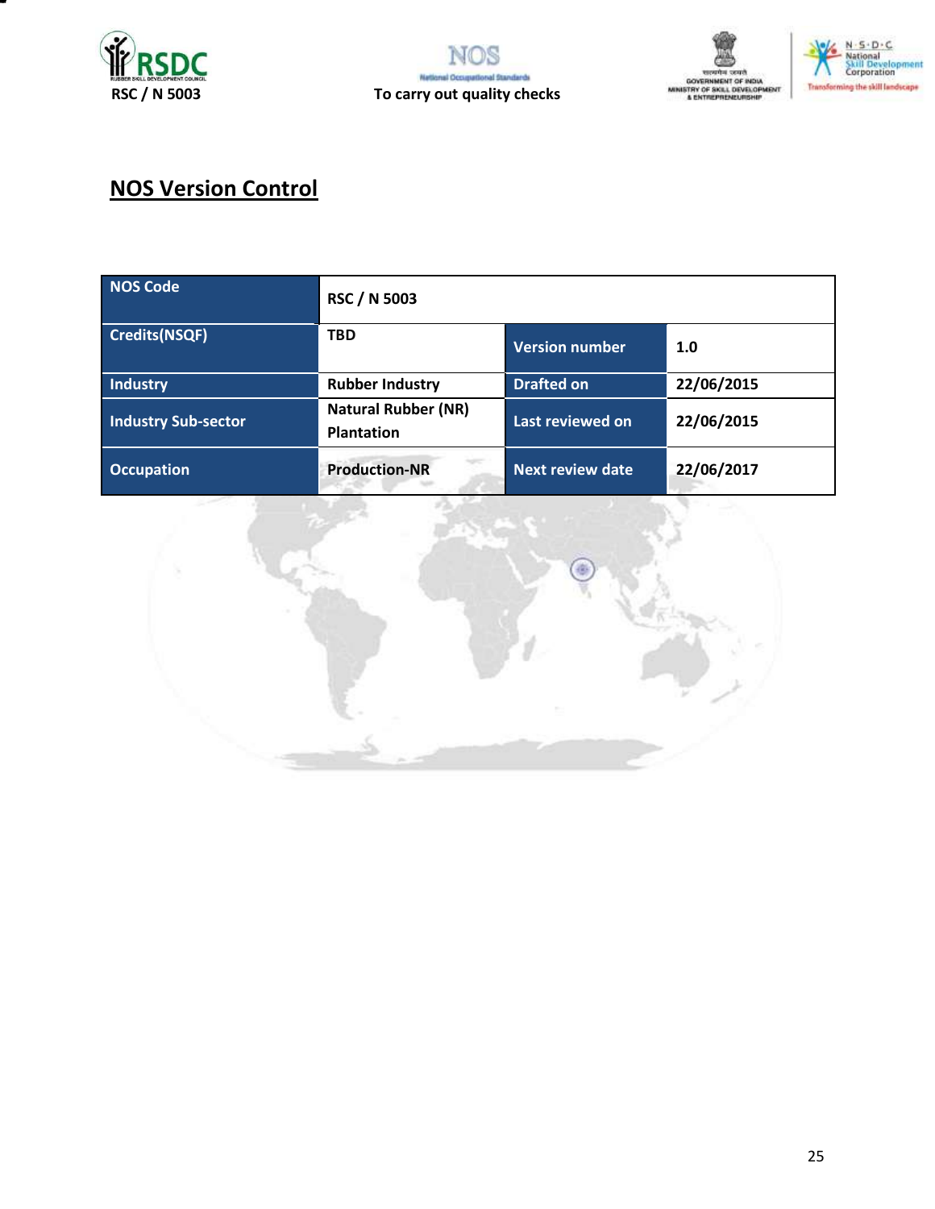## NOS Version Control

| | | | |
|---|---|---|---|
| NOS Code | RSC / N 5003 | | |
| Credits(NSQF) | TBD | Version number | 1.0 |
| Industry | Rubber Industry | Drafted on | 22/06/2015 |
| Industry Sub-sector | Natural Rubber (NR) Plantation | Last reviewed on | 22/06/2015 |
| Occupation | Production-NR | Next review date | 22/06/2017 |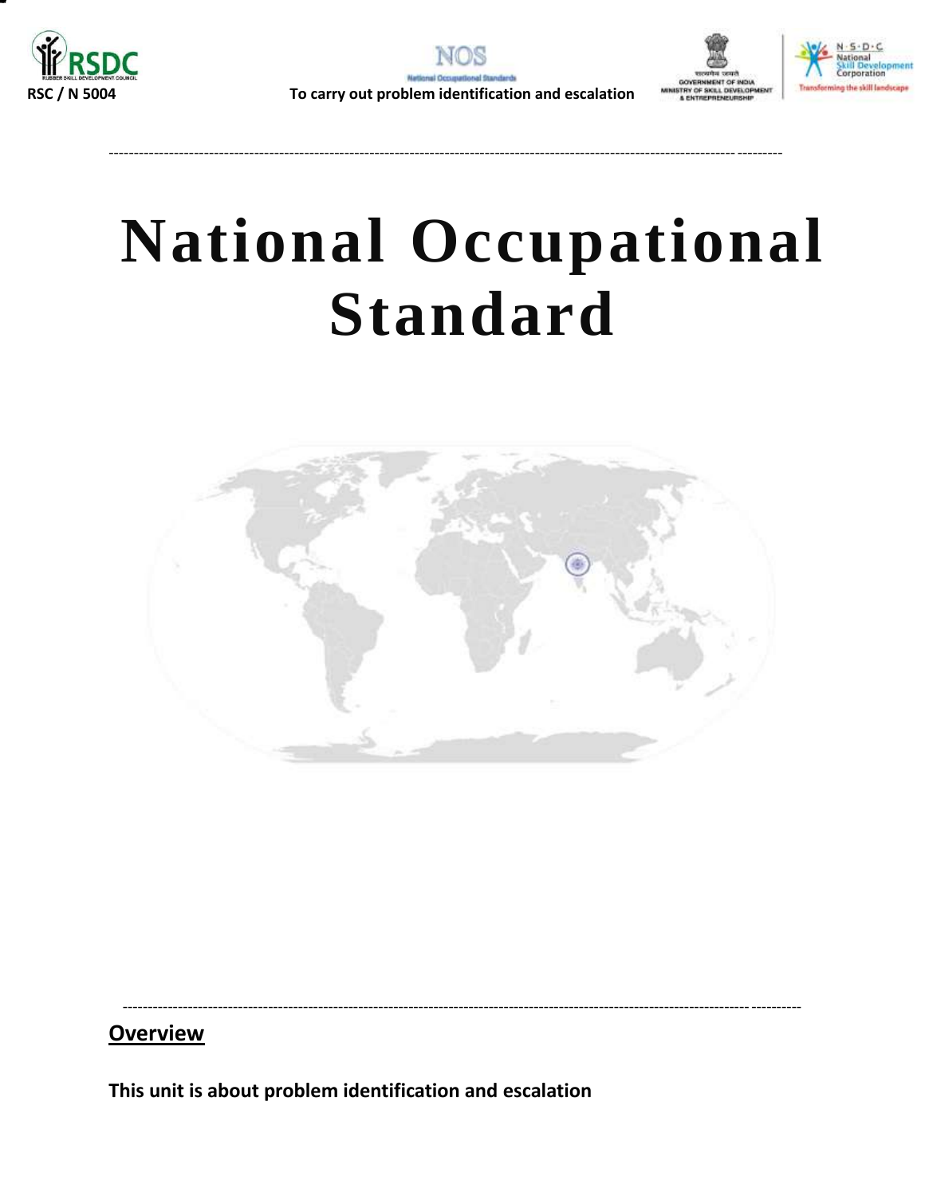# National Occupational Standard

## Overview

**This unit is about problem identification and escalation**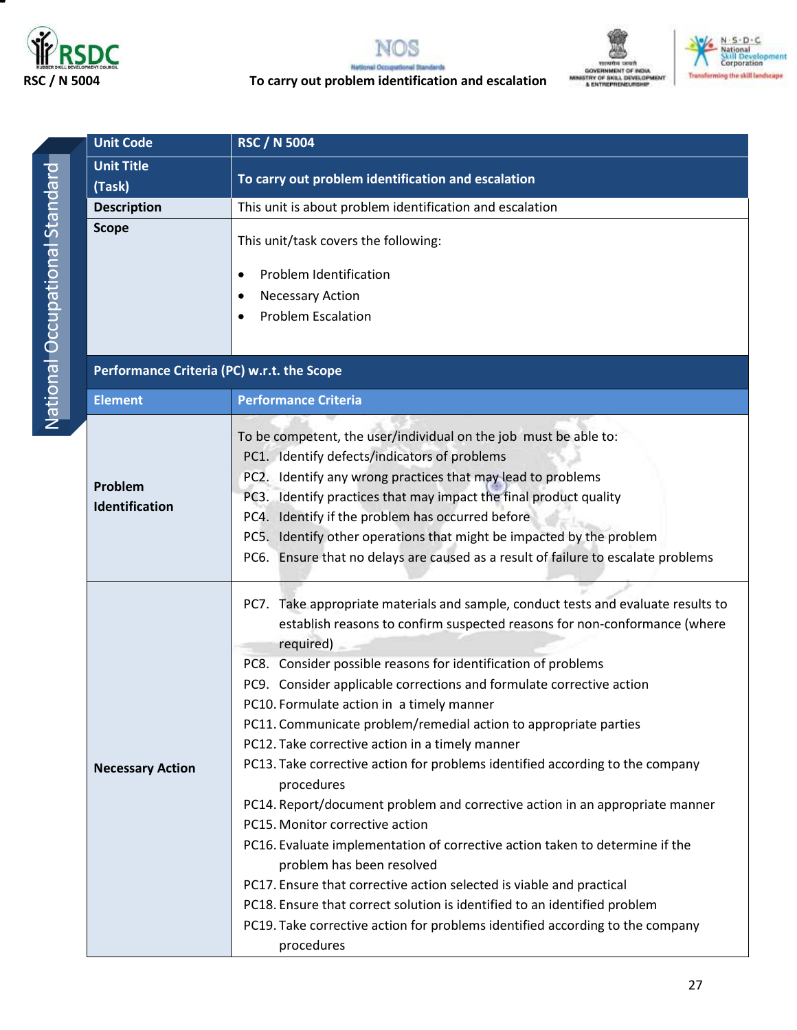| | |
|---|---|
| **Unit Code** | **RSC / N 5004** |
| **Unit Title (Task)** | **To carry out problem identification and escalation** |
| **Description** | This unit is about problem identification and escalation |
| **Scope** | This unit/task covers the following:<br>• Problem Identification<br>• Necessary Action<br>• Problem Escalation |
| **Performance Criteria (PC) w.r.t. the Scope** | |
| **Element** | **Performance Criteria** |
| **Problem Identification** | To be competent, the user/individual on the job must be able to:<br>PC1. Identify defects/indicators of problems<br>PC2. Identify any wrong practices that may lead to problems<br>PC3. Identify practices that may impact the final product quality<br>PC4. Identify if the problem has occurred before<br>PC5. Identify other operations that might be impacted by the problem<br>PC6. Ensure that no delays are caused as a result of failure to escalate problems |
| **Necessary Action** | PC7. Take appropriate materials and sample, conduct tests and evaluate results to establish reasons to confirm suspected reasons for non-conformance (where required)<br>PC8. Consider possible reasons for identification of problems<br>PC9. Consider applicable corrections and formulate corrective action<br>PC10. Formulate action in a timely manner<br>PC11. Communicate problem/remedial action to appropriate parties<br>PC12. Take corrective action in a timely manner<br>PC13. Take corrective action for problems identified according to the company procedures<br>PC14. Report/document problem and corrective action in an appropriate manner<br>PC15. Monitor corrective action<br>PC16. Evaluate implementation of corrective action taken to determine if the problem has been resolved<br>PC17. Ensure that corrective action selected is viable and practical<br>PC18. Ensure that correct solution is identified to an identified problem<br>PC19. Take corrective action for problems identified according to the company procedures |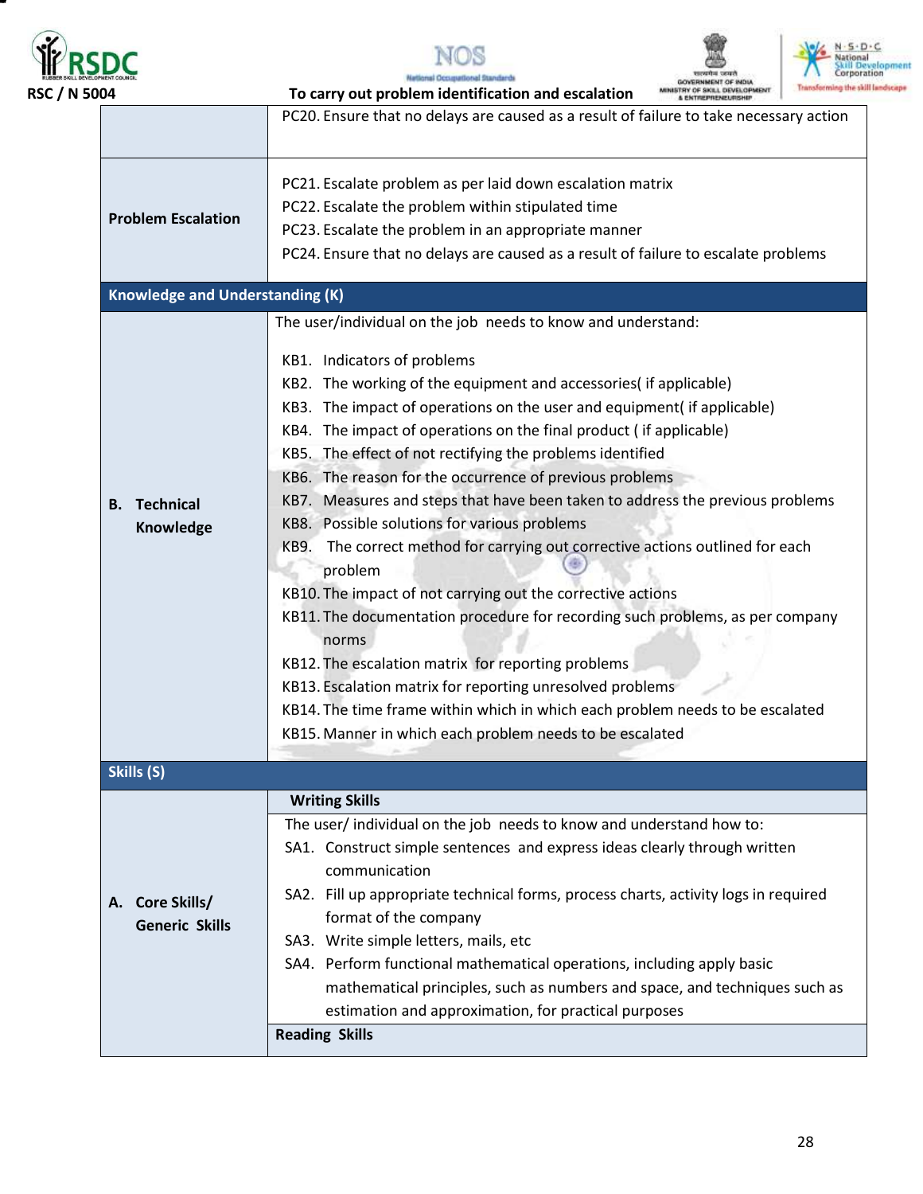| | |
|---|---|
| | PC20. Ensure that no delays are caused as a result of failure to take necessary action |
| **Problem Escalation** | PC21. Escalate problem as per laid down escalation matrix<br>PC22. Escalate the problem within stipulated time<br>PC23. Escalate the problem in an appropriate manner<br>PC24. Ensure that no delays are caused as a result of failure to escalate problems |
| **Knowledge and Understanding (K)** | |
| **B. Technical Knowledge** | The user/individual on the job needs to know and understand:<br>KB1. Indicators of problems<br>KB2. The working of the equipment and accessories( if applicable)<br>KB3. The impact of operations on the user and equipment( if applicable)<br>KB4. The impact of operations on the final product ( if applicable)<br>KB5. The effect of not rectifying the problems identified<br>KB6. The reason for the occurrence of previous problems<br>KB7. Measures and steps that have been taken to address the previous problems<br>KB8. Possible solutions for various problems<br>KB9. The correct method for carrying out corrective actions outlined for each problem<br>KB10. The impact of not carrying out the corrective actions<br>KB11. The documentation procedure for recording such problems, as per company norms<br>KB12. The escalation matrix for reporting problems<br>KB13. Escalation matrix for reporting unresolved problems<br>KB14. The time frame within which in which each problem needs to be escalated<br>KB15. Manner in which each problem needs to be escalated |
| **Skills (S)** | |
| **A. Core Skills/ Generic Skills** | **Writing Skills**<br>The user/ individual on the job needs to know and understand how to:<br>SA1. Construct simple sentences and express ideas clearly through written communication<br>SA2. Fill up appropriate technical forms, process charts, activity logs in required format of the company<br>SA3. Write simple letters, mails, etc<br>SA4. Perform functional mathematical operations, including apply basic mathematical principles, such as numbers and space, and techniques such as estimation and approximation, for practical purposes<br>**Reading Skills** |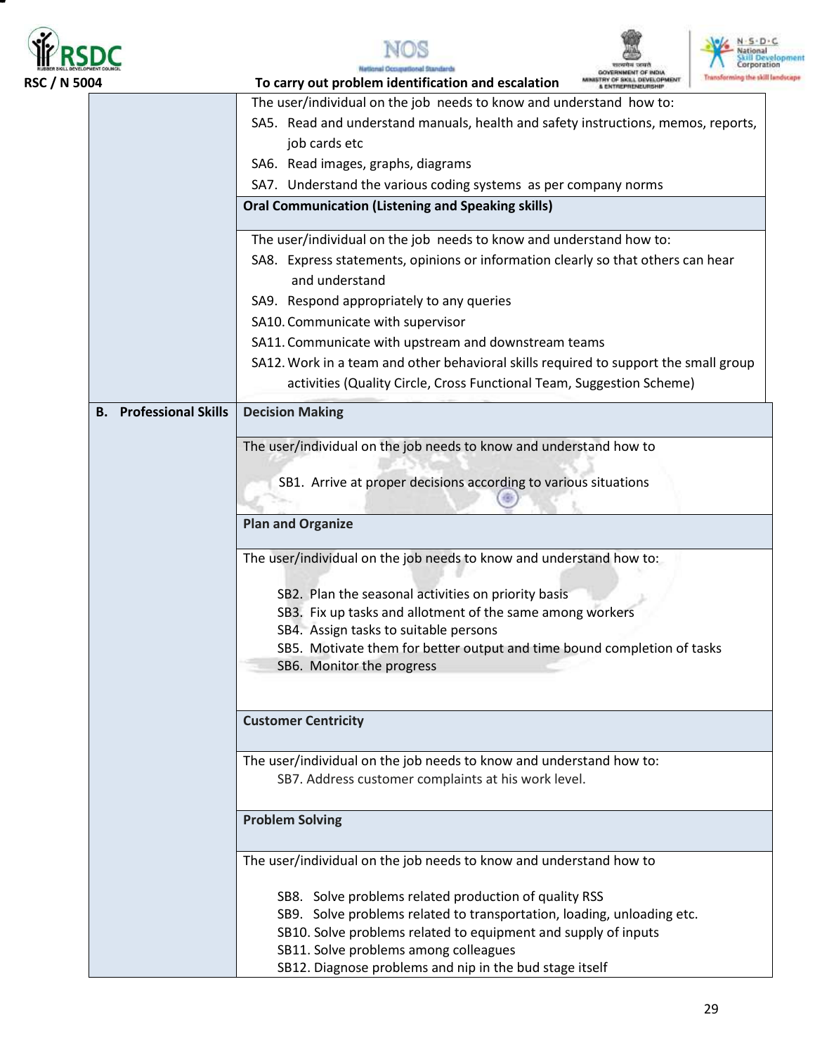| | |
|---|---|
| | The user/individual on the job needs to know and understand how to:<br>SA5. Read and understand manuals, health and safety instructions, memos, reports, job cards etc<br>SA6. Read images, graphs, diagrams<br>SA7. Understand the various coding systems as per company norms |
| | **Oral Communication (Listening and Speaking skills)** |
| | The user/individual on the job needs to know and understand how to:<br>SA8. Express statements, opinions or information clearly so that others can hear and understand<br>SA9. Respond appropriately to any queries<br>SA10. Communicate with supervisor<br>SA11. Communicate with upstream and downstream teams<br>SA12. Work in a team and other behavioral skills required to support the small group activities (Quality Circle, Cross Functional Team, Suggestion Scheme) |
| **B. Professional Skills** | **Decision Making** |
| | The user/individual on the job needs to know and understand how to<br>SB1. Arrive at proper decisions according to various situations |
| | **Plan and Organize** |
| | The user/individual on the job needs to know and understand how to:<br>SB2. Plan the seasonal activities on priority basis<br>SB3. Fix up tasks and allotment of the same among workers<br>SB4. Assign tasks to suitable persons<br>SB5. Motivate them for better output and time bound completion of tasks<br>SB6. Monitor the progress |
| | **Customer Centricity** |
| | The user/individual on the job needs to know and understand how to:<br>SB7. Address customer complaints at his work level. |
| | **Problem Solving** |
| | The user/individual on the job needs to know and understand how to<br>SB8. Solve problems related production of quality RSS<br>SB9. Solve problems related to transportation, loading, unloading etc.<br>SB10. Solve problems related to equipment and supply of inputs<br>SB11. Solve problems among colleagues<br>SB12. Diagnose problems and nip in the bud stage itself |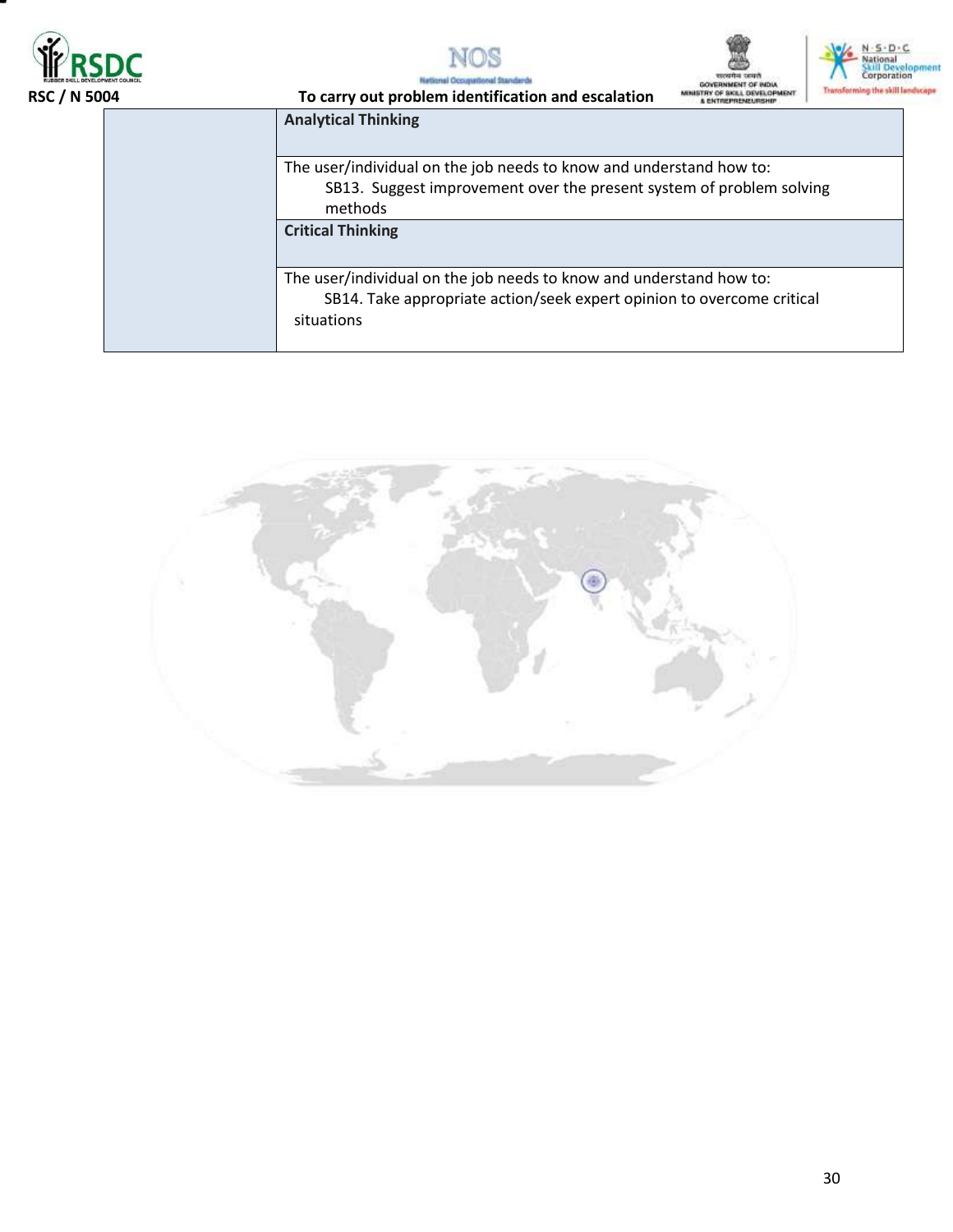| | |
|---|---|
| | **Analytical Thinking** |
| | The user/individual on the job needs to know and understand how to: SB13. Suggest improvement over the present system of problem solving methods |
| | **Critical Thinking** |
| | The user/individual on the job needs to know and understand how to: SB14. Take appropriate action/seek expert opinion to overcome critical situations |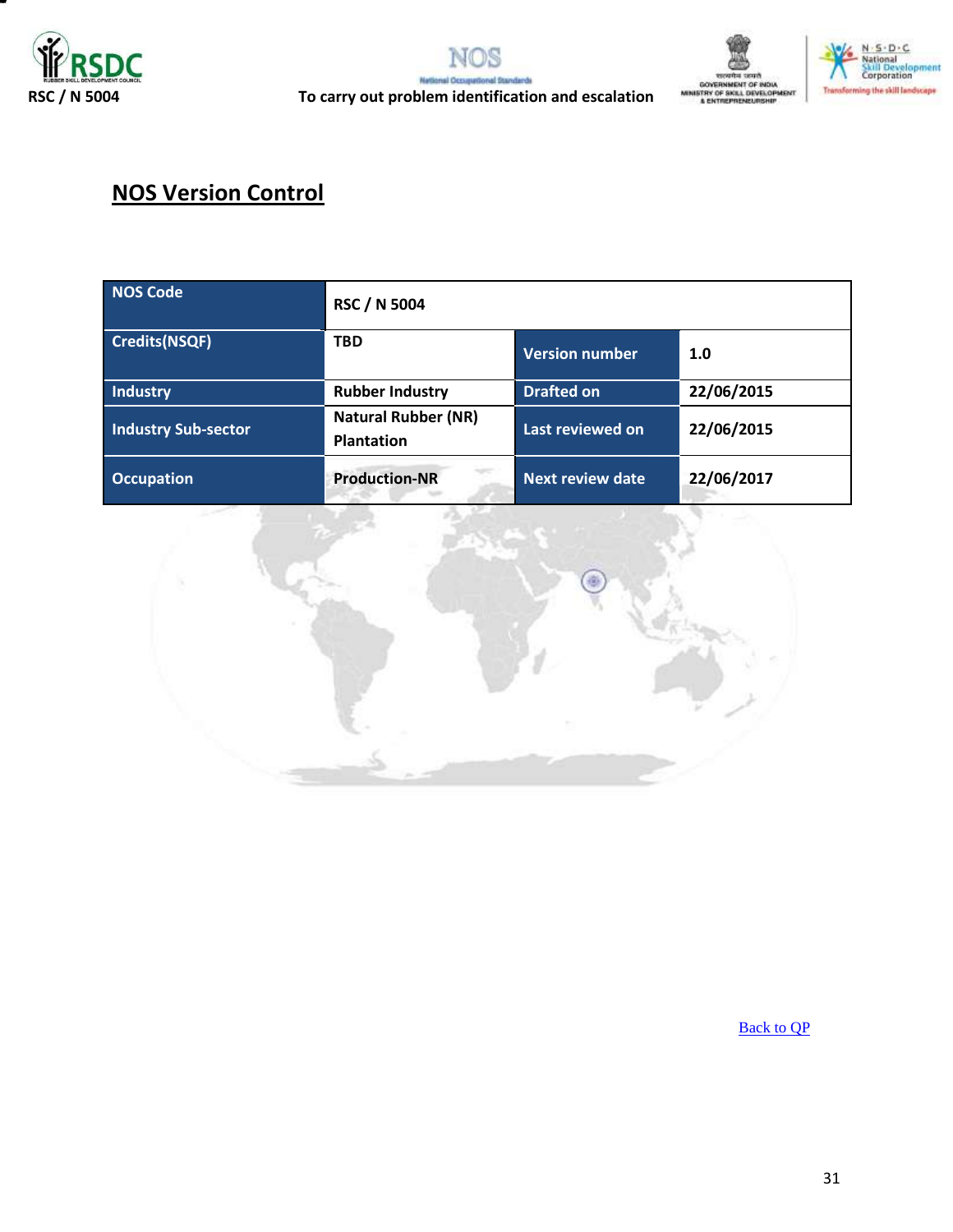## NOS Version Control

| NOS Code | RSC / N 5004 | | |
|---|---|---|---|
| Credits(NSQF) | TBD | Version number | 1.0 |
| Industry | Rubber Industry | Drafted on | 22/06/2015 |
| Industry Sub-sector | Natural Rubber (NR) Plantation | Last reviewed on | 22/06/2015 |
| Occupation | Production-NR | Next review date | 22/06/2017 |

Back to QP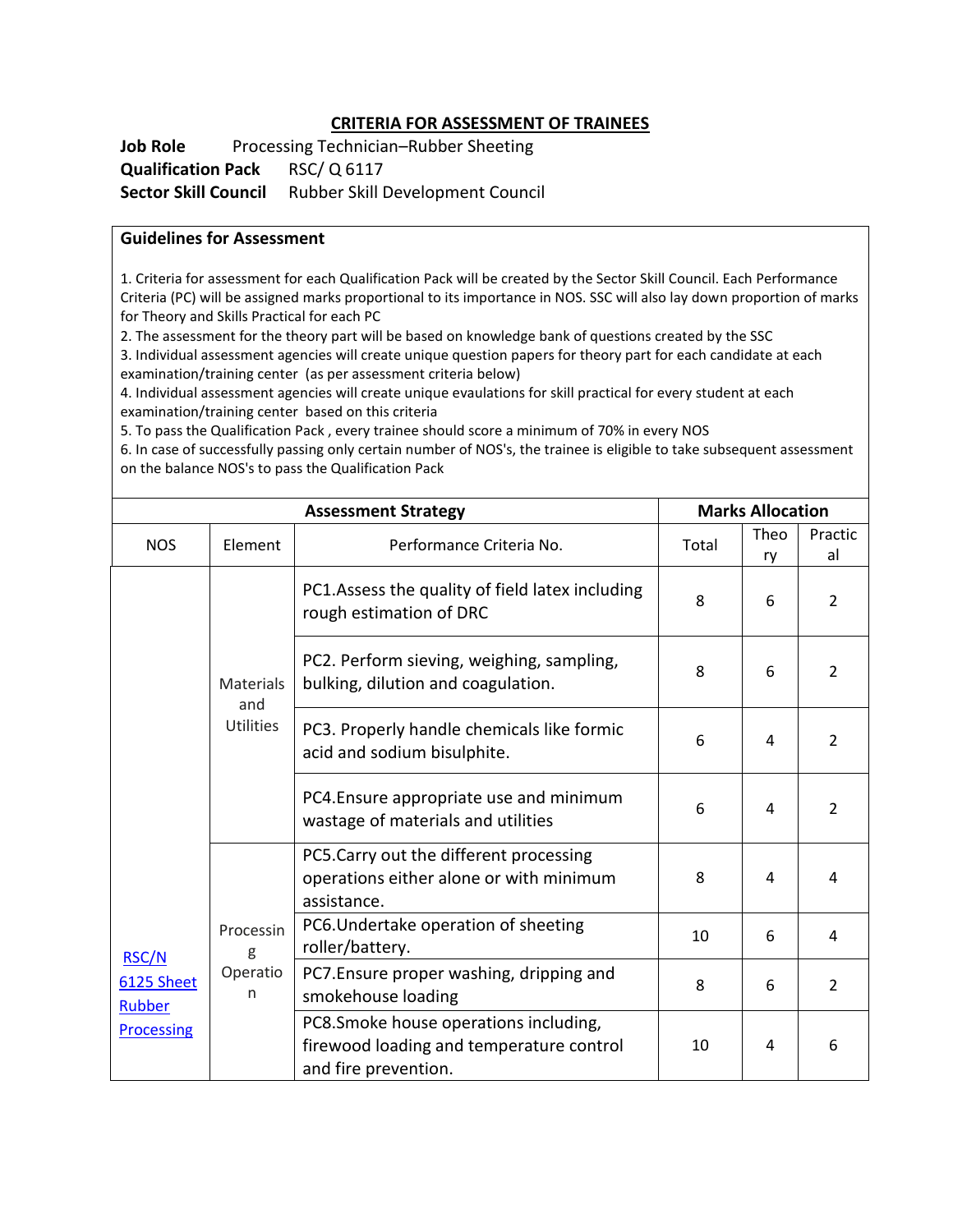## CRITERIA FOR ASSESSMENT OF TRAINEES

**Job Role** Processing Technician–Rubber Sheeting
**Qualification Pack** RSC/ Q 6117
**Sector Skill Council** Rubber Skill Development Council

**Guidelines for Assessment**

1. Criteria for assessment for each Qualification Pack will be created by the Sector Skill Council. Each Performance Criteria (PC) will be assigned marks proportional to its importance in NOS. SSC will also lay down proportion of marks for Theory and Skills Practical for each PC
2. The assessment for the theory part will be based on knowledge bank of questions created by the SSC
3. Individual assessment agencies will create unique question papers for theory part for each candidate at each examination/training center (as per assessment criteria below)
4. Individual assessment agencies will create unique evaulations for skill practical for every student at each examination/training center based on this criteria
5. To pass the Qualification Pack , every trainee should score a minimum of 70% in every NOS
6. In case of successfully passing only certain number of NOS's, the trainee is eligible to take subsequent assessment on the balance NOS's to pass the Qualification Pack

| Assessment Strategy | | | Marks Allocation | | |
|---|---|---|---|---|---|
| NOS | Element | Performance Criteria No. | Total | Theory | Practical |
| RSC/N 6125 Sheet Rubber Processing | Materials and Utilities | PC1.Assess the quality of field latex including rough estimation of DRC | 8 | 6 | 2 |
| | | PC2. Perform sieving, weighing, sampling, bulking, dilution and coagulation. | 8 | 6 | 2 |
| | | PC3. Properly handle chemicals like formic acid and sodium bisulphite. | 6 | 4 | 2 |
| | | PC4.Ensure appropriate use and minimum wastage of materials and utilities | 6 | 4 | 2 |
| | Processing Operation | PC5.Carry out the different processing operations either alone or with minimum assistance. | 8 | 4 | 4 |
| | | PC6.Undertake operation of sheeting roller/battery. | 10 | 6 | 4 |
| | | PC7.Ensure proper washing, dripping and smokehouse loading | 8 | 6 | 2 |
| | | PC8.Smoke house operations including, firewood loading and temperature control and fire prevention. | 10 | 4 | 6 |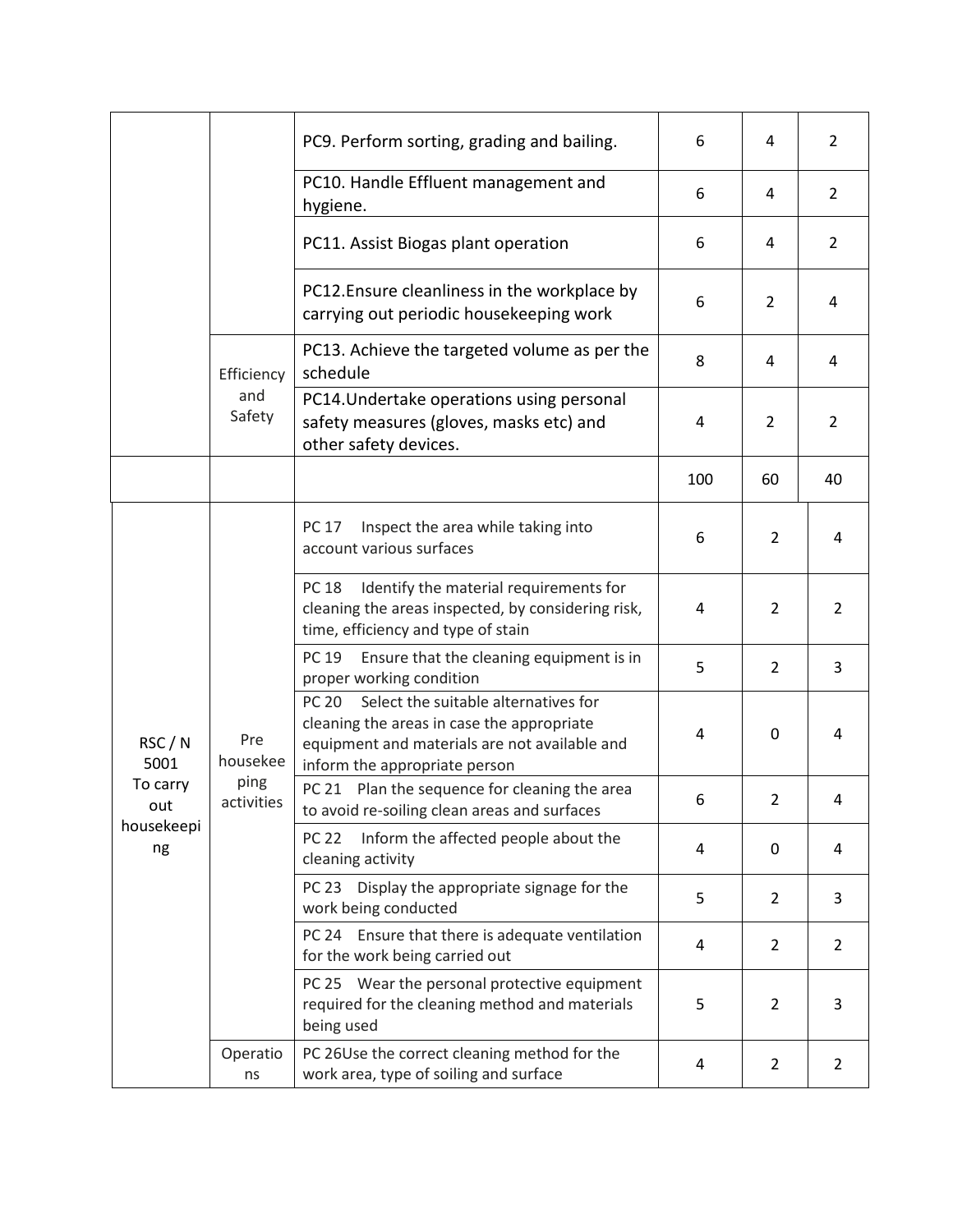| | | | | | |
|---|---|---|---|---|---|
| | | PC9. Perform sorting, grading and bailing. | 6 | 4 | 2 |
| | | PC10. Handle Effluent management and hygiene. | 6 | 4 | 2 |
| | | PC11. Assist Biogas plant operation | 6 | 4 | 2 |
| | | PC12.Ensure cleanliness in the workplace by carrying out periodic housekeeping work | 6 | 2 | 4 |
| | Efficiency and Safety | PC13. Achieve the targeted volume as per the schedule | 8 | 4 | 4 |
| | | PC14.Undertake operations using personal safety measures (gloves, masks etc) and other safety devices. | 4 | 2 | 2 |
| | | | 100 | 60 | 40 |
| RSC / N 5001 To carry out housekeeping | Pre housekeeping activities | PC 17 Inspect the area while taking into account various surfaces | 6 | 2 | 4 |
| | | PC 18 Identify the material requirements for cleaning the areas inspected, by considering risk, time, efficiency and type of stain | 4 | 2 | 2 |
| | | PC 19 Ensure that the cleaning equipment is in proper working condition | 5 | 2 | 3 |
| | | PC 20 Select the suitable alternatives for cleaning the areas in case the appropriate equipment and materials are not available and inform the appropriate person | 4 | 0 | 4 |
| | | PC 21 Plan the sequence for cleaning the area to avoid re-soiling clean areas and surfaces | 6 | 2 | 4 |
| | | PC 22 Inform the affected people about the cleaning activity | 4 | 0 | 4 |
| | | PC 23 Display the appropriate signage for the work being conducted | 5 | 2 | 3 |
| | | PC 24 Ensure that there is adequate ventilation for the work being carried out | 4 | 2 | 2 |
| | | PC 25 Wear the personal protective equipment required for the cleaning method and materials being used | 5 | 2 | 3 |
| | Operations | PC 26Use the correct cleaning method for the work area, type of soiling and surface | 4 | 2 | 2 |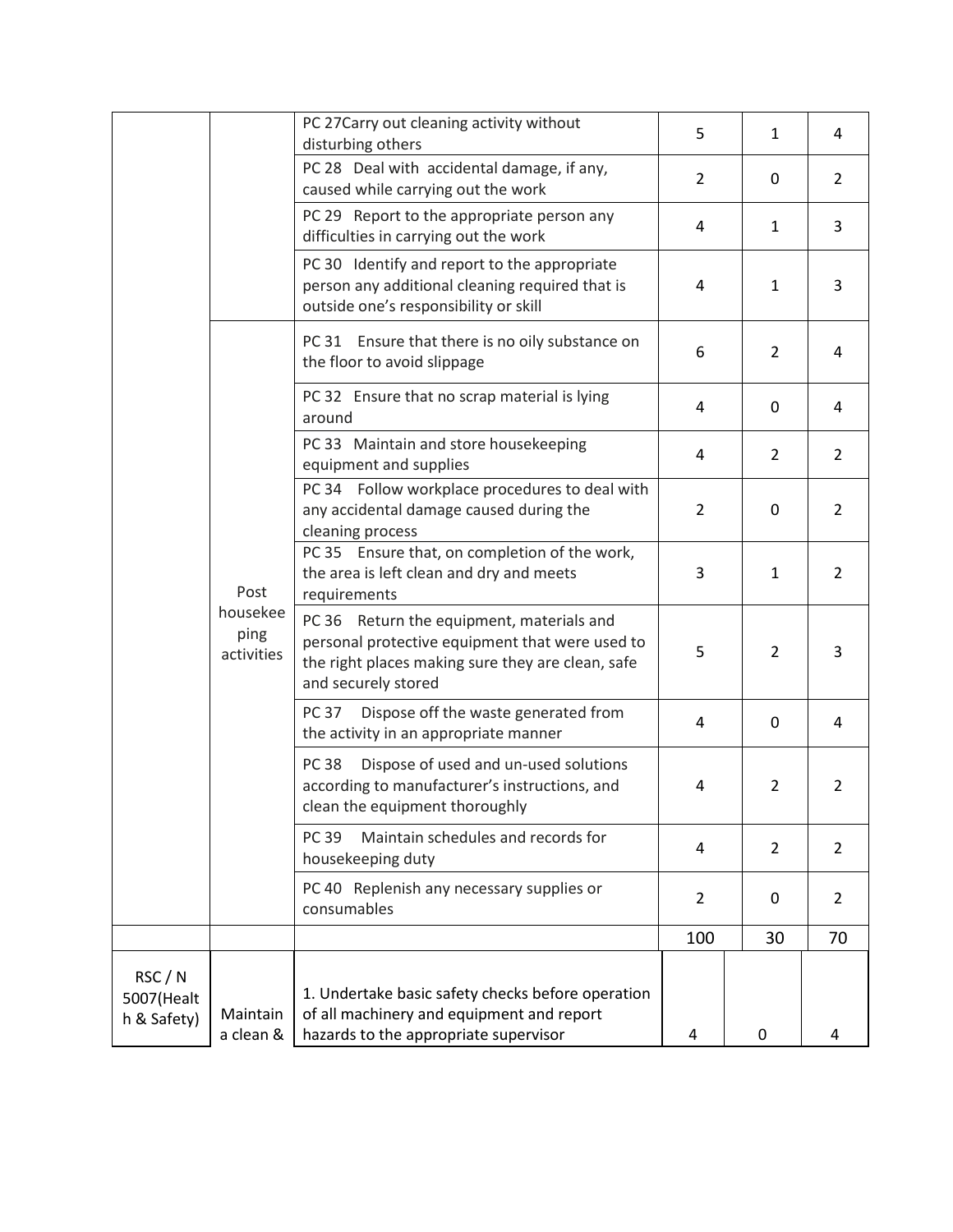| | | | | | |
|---|---|---|---|---|---|
| | | PC 27Carry out cleaning activity without disturbing others | 5 | 1 | 4 |
| | | PC 28 Deal with accidental damage, if any, caused while carrying out the work | 2 | 0 | 2 |
| | | PC 29 Report to the appropriate person any difficulties in carrying out the work | 4 | 1 | 3 |
| | | PC 30 Identify and report to the appropriate person any additional cleaning required that is outside one's responsibility or skill | 4 | 1 | 3 |
| | Post housekeeping activities | PC 31 Ensure that there is no oily substance on the floor to avoid slippage | 6 | 2 | 4 |
| | | PC 32 Ensure that no scrap material is lying around | 4 | 0 | 4 |
| | | PC 33 Maintain and store housekeeping equipment and supplies | 4 | 2 | 2 |
| | | PC 34 Follow workplace procedures to deal with any accidental damage caused during the cleaning process | 2 | 0 | 2 |
| | | PC 35 Ensure that, on completion of the work, the area is left clean and dry and meets requirements | 3 | 1 | 2 |
| | | PC 36 Return the equipment, materials and personal protective equipment that were used to the right places making sure they are clean, safe and securely stored | 5 | 2 | 3 |
| | | PC 37 Dispose off the waste generated from the activity in an appropriate manner | 4 | 0 | 4 |
| | | PC 38 Dispose of used and un-used solutions according to manufacturer's instructions, and clean the equipment thoroughly | 4 | 2 | 2 |
| | | PC 39 Maintain schedules and records for housekeeping duty | 4 | 2 | 2 |
| | | PC 40 Replenish any necessary supplies or consumables | 2 | 0 | 2 |
| | | | 100 | 30 | 70 |
| RSC / N 5007(Health & Safety) | Maintain a clean & | 1. Undertake basic safety checks before operation of all machinery and equipment and report hazards to the appropriate supervisor | 4 | 0 | 4 |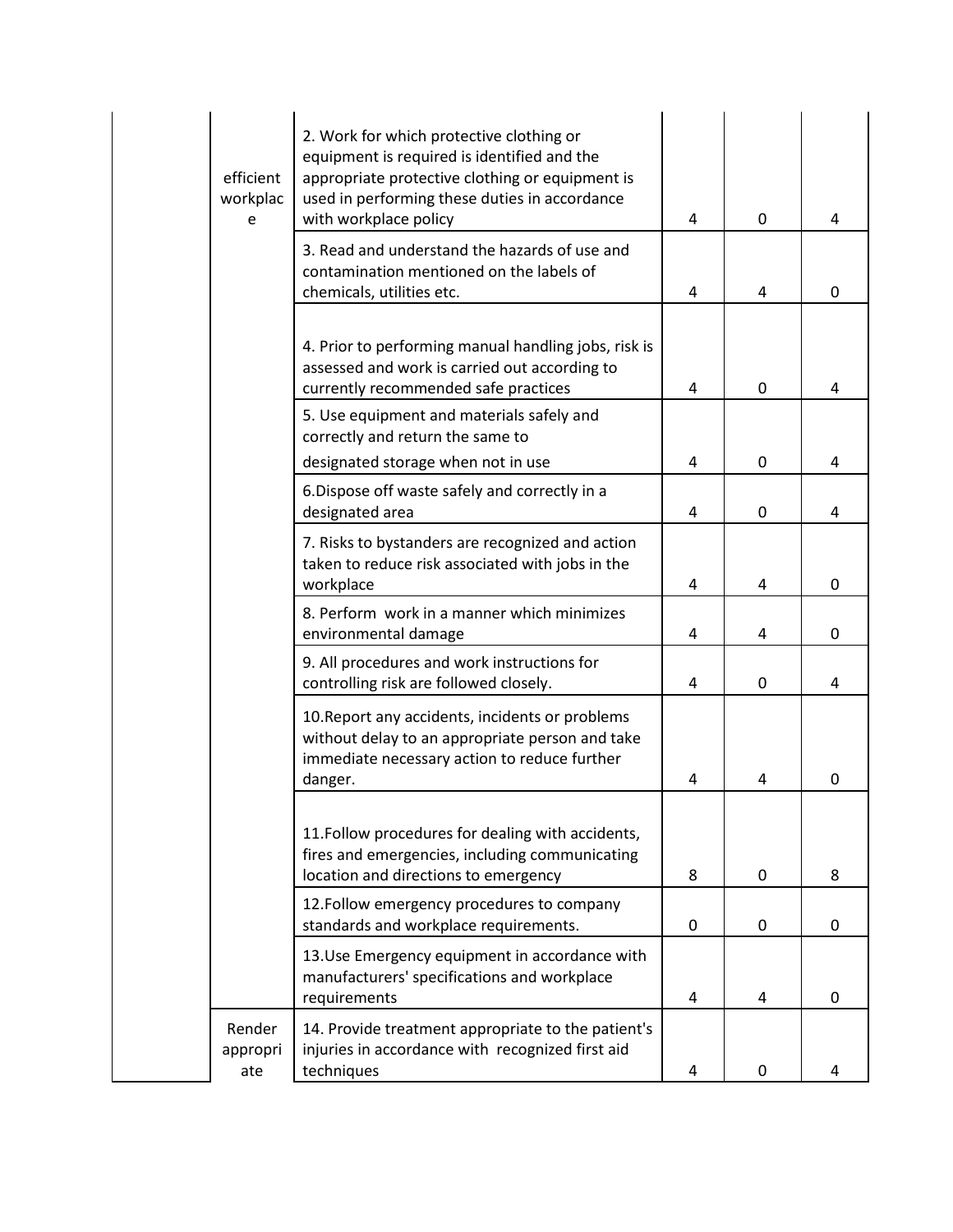| | | | | | |
|---|---|---|---|---|---|
| | efficient workplace | 2. Work for which protective clothing or equipment is required is identified and the appropriate protective clothing or equipment is used in performing these duties in accordance with workplace policy | 4 | 0 | 4 |
| | | 3. Read and understand the hazards of use and contamination mentioned on the labels of chemicals, utilities etc. | 4 | 4 | 0 |
| | | 4. Prior to performing manual handling jobs, risk is assessed and work is carried out according to currently recommended safe practices | 4 | 0 | 4 |
| | | 5. Use equipment and materials safely and correctly and return the same to designated storage when not in use | 4 | 0 | 4 |
| | | 6.Dispose off waste safely and correctly in a designated area | 4 | 0 | 4 |
| | | 7. Risks to bystanders are recognized and action taken to reduce risk associated with jobs in the workplace | 4 | 4 | 0 |
| | | 8. Perform work in a manner which minimizes environmental damage | 4 | 4 | 0 |
| | | 9. All procedures and work instructions for controlling risk are followed closely. | 4 | 0 | 4 |
| | | 10.Report any accidents, incidents or problems without delay to an appropriate person and take immediate necessary action to reduce further danger. | 4 | 4 | 0 |
| | | 11.Follow procedures for dealing with accidents, fires and emergencies, including communicating location and directions to emergency | 8 | 0 | 8 |
| | | 12.Follow emergency procedures to company standards and workplace requirements. | 0 | 0 | 0 |
| | | 13.Use Emergency equipment in accordance with manufacturers' specifications and workplace requirements | 4 | 4 | 0 |
| | Render appropriate | 14. Provide treatment appropriate to the patient's injuries in accordance with recognized first aid techniques | 4 | 0 | 4 |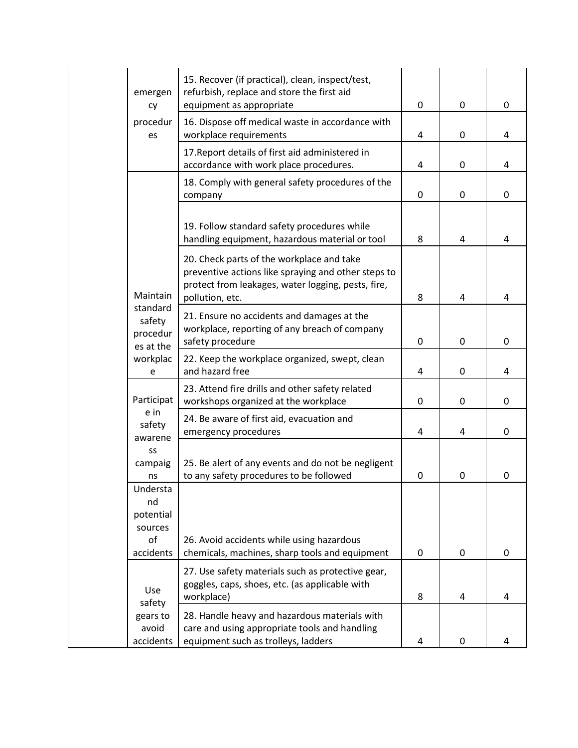| | | | | | |
|---|---|---|---|---|---|
| | emergency procedures | 15. Recover (if practical), clean, inspect/test, refurbish, replace and store the first aid equipment as appropriate | 0 | 0 | 0 |
| | | 16. Dispose off medical waste in accordance with workplace requirements | 4 | 0 | 4 |
| | | 17.Report details of first aid administered in accordance with work place procedures. | 4 | 0 | 4 |
| | Maintain standard safety procedures at the workplace | 18. Comply with general safety procedures of the company | 0 | 0 | 0 |
| | | 19. Follow standard safety procedures while handling equipment, hazardous material or tool | 8 | 4 | 4 |
| | | 20. Check parts of the workplace and take preventive actions like spraying and other steps to protect from leakages, water logging, pests, fire, pollution, etc. | 8 | 4 | 4 |
| | | 21. Ensure no accidents and damages at the workplace, reporting of any breach of company safety procedure | 0 | 0 | 0 |
| | | 22. Keep the workplace organized, swept, clean and hazard free | 4 | 0 | 4 |
| | Participate in safety awareness campaigns | 23. Attend fire drills and other safety related workshops organized at the workplace | 0 | 0 | 0 |
| | | 24. Be aware of first aid, evacuation and emergency procedures | 4 | 4 | 0 |
| | | 25. Be alert of any events and do not be negligent to any safety procedures to be followed | 0 | 0 | 0 |
| | Understand potential sources of accidents | 26. Avoid accidents while using hazardous chemicals, machines, sharp tools and equipment | 0 | 0 | 0 |
| | Use safety gears to avoid accidents | 27. Use safety materials such as protective gear, goggles, caps, shoes, etc. (as applicable with workplace) | 8 | 4 | 4 |
| | | 28. Handle heavy and hazardous materials with care and using appropriate tools and handling equipment such as trolleys, ladders | 4 | 0 | 4 |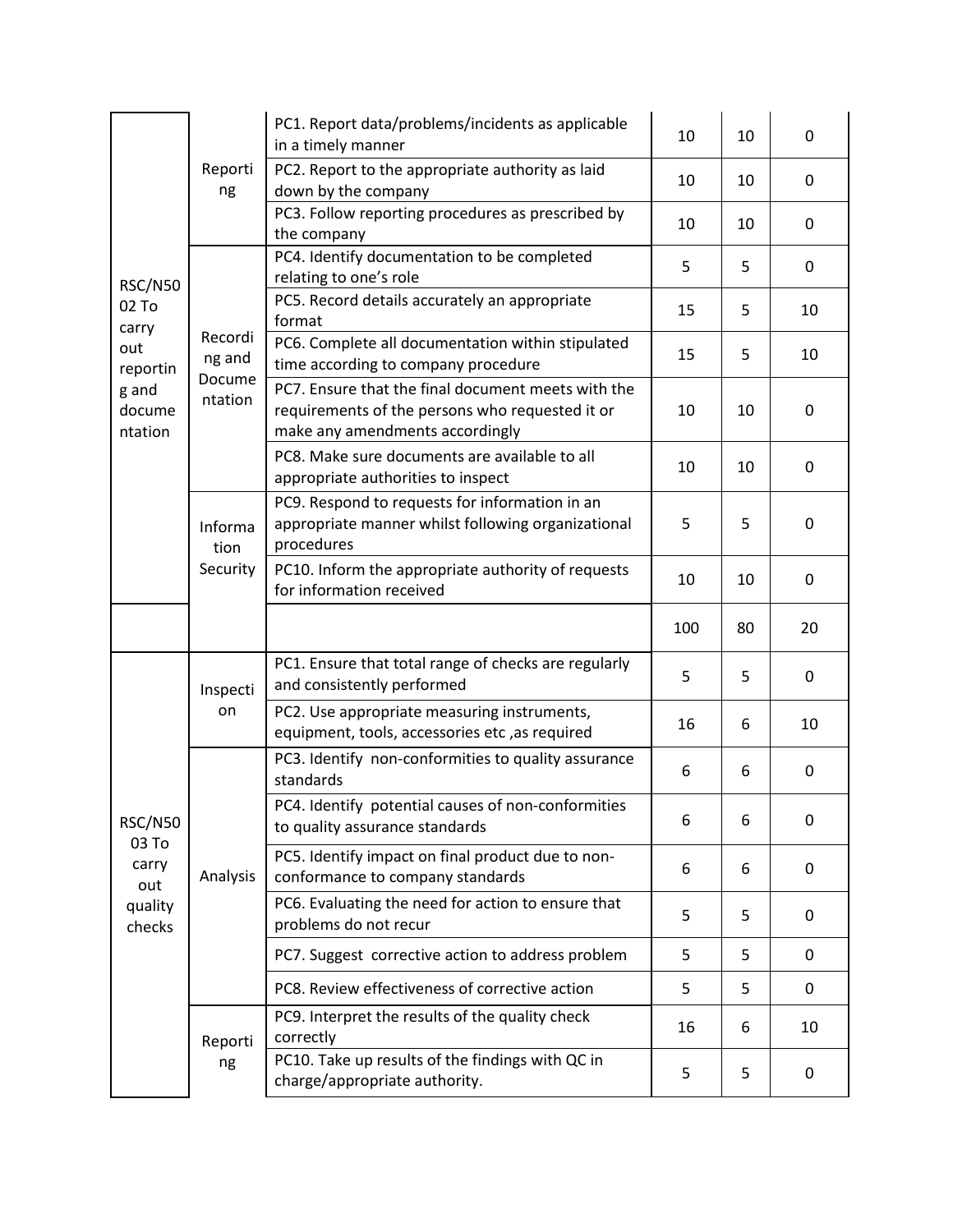| | | | | | |
|---|---|---|---|---|---|
| RSC/N5002 To carry out reporting and documentation | Reporting | PC1. Report data/problems/incidents as applicable in a timely manner | 10 | 10 | 0 |
| | | PC2. Report to the appropriate authority as laid down by the company | 10 | 10 | 0 |
| | | PC3. Follow reporting procedures as prescribed by the company | 10 | 10 | 0 |
| | Recording and Documentation | PC4. Identify documentation to be completed relating to one's role | 5 | 5 | 0 |
| | | PC5. Record details accurately an appropriate format | 15 | 5 | 10 |
| | | PC6. Complete all documentation within stipulated time according to company procedure | 15 | 5 | 10 |
| | | PC7. Ensure that the final document meets with the requirements of the persons who requested it or make any amendments accordingly | 10 | 10 | 0 |
| | | PC8. Make sure documents are available to all appropriate authorities to inspect | 10 | 10 | 0 |
| | Information Security | PC9. Respond to requests for information in an appropriate manner whilst following organizational procedures | 5 | 5 | 0 |
| | | PC10. Inform the appropriate authority of requests for information received | 10 | 10 | 0 |
| | | | 100 | 80 | 20 |
| RSC/N5003 To carry out quality checks | Inspection | PC1. Ensure that total range of checks are regularly and consistently performed | 5 | 5 | 0 |
| | | PC2. Use appropriate measuring instruments, equipment, tools, accessories etc ,as required | 16 | 6 | 10 |
| | Analysis | PC3. Identify non-conformities to quality assurance standards | 6 | 6 | 0 |
| | | PC4. Identify potential causes of non-conformities to quality assurance standards | 6 | 6 | 0 |
| | | PC5. Identify impact on final product due to non-conformance to company standards | 6 | 6 | 0 |
| | | PC6. Evaluating the need for action to ensure that problems do not recur | 5 | 5 | 0 |
| | | PC7. Suggest corrective action to address problem | 5 | 5 | 0 |
| | | PC8. Review effectiveness of corrective action | 5 | 5 | 0 |
| | Reporting | PC9. Interpret the results of the quality check correctly | 16 | 6 | 10 |
| | | PC10. Take up results of the findings with QC in charge/appropriate authority. | 5 | 5 | 0 |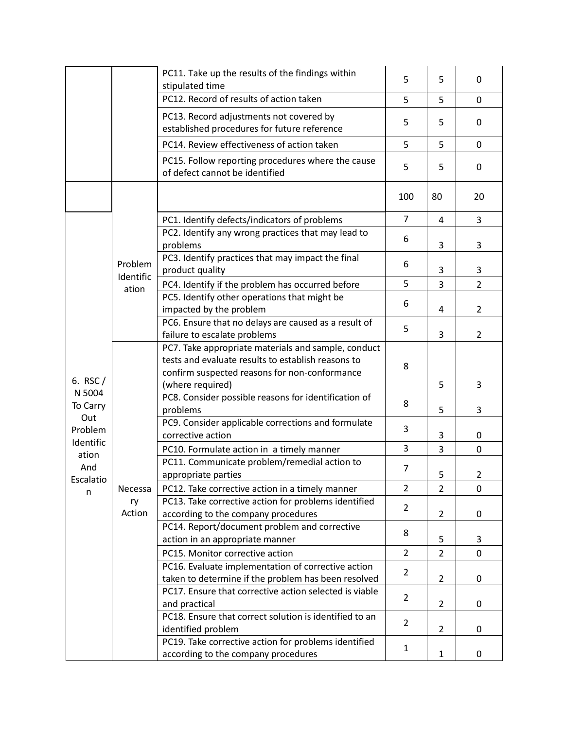| | | | | | |
|---|---|---|---|---|---|
| | | PC11. Take up the results of the findings within stipulated time | 5 | 5 | 0 |
| | | PC12. Record of results of action taken | 5 | 5 | 0 |
| | | PC13. Record adjustments not covered by established procedures for future reference | 5 | 5 | 0 |
| | | PC14. Review effectiveness of action taken | 5 | 5 | 0 |
| | | PC15. Follow reporting procedures where the cause of defect cannot be identified | 5 | 5 | 0 |
| | | | 100 | 80 | 20 |
| 6. RSC / N 5004 To Carry Out Problem Identification And Escalation | Problem Identification | PC1. Identify defects/indicators of problems | 7 | 4 | 3 |
| | | PC2. Identify any wrong practices that may lead to problems | 6 | 3 | 3 |
| | | PC3. Identify practices that may impact the final product quality | 6 | 3 | 3 |
| | | PC4. Identify if the problem has occurred before | 5 | 3 | 2 |
| | | PC5. Identify other operations that might be impacted by the problem | 6 | 4 | 2 |
| | | PC6. Ensure that no delays are caused as a result of failure to escalate problems | 5 | 3 | 2 |
| | Necessary Action | PC7. Take appropriate materials and sample, conduct tests and evaluate results to establish reasons to confirm suspected reasons for non-conformance (where required) | 8 | 5 | 3 |
| | | PC8. Consider possible reasons for identification of problems | 8 | 5 | 3 |
| | | PC9. Consider applicable corrections and formulate corrective action | 3 | 3 | 0 |
| | | PC10. Formulate action in a timely manner | 3 | 3 | 0 |
| | | PC11. Communicate problem/remedial action to appropriate parties | 7 | 5 | 2 |
| | | PC12. Take corrective action in a timely manner | 2 | 2 | 0 |
| | | PC13. Take corrective action for problems identified according to the company procedures | 2 | 2 | 0 |
| | | PC14. Report/document problem and corrective action in an appropriate manner | 8 | 5 | 3 |
| | | PC15. Monitor corrective action | 2 | 2 | 0 |
| | | PC16. Evaluate implementation of corrective action taken to determine if the problem has been resolved | 2 | 2 | 0 |
| | | PC17. Ensure that corrective action selected is viable and practical | 2 | 2 | 0 |
| | | PC18. Ensure that correct solution is identified to an identified problem | 2 | 2 | 0 |
| | | PC19. Take corrective action for problems identified according to the company procedures | 1 | 1 | 0 |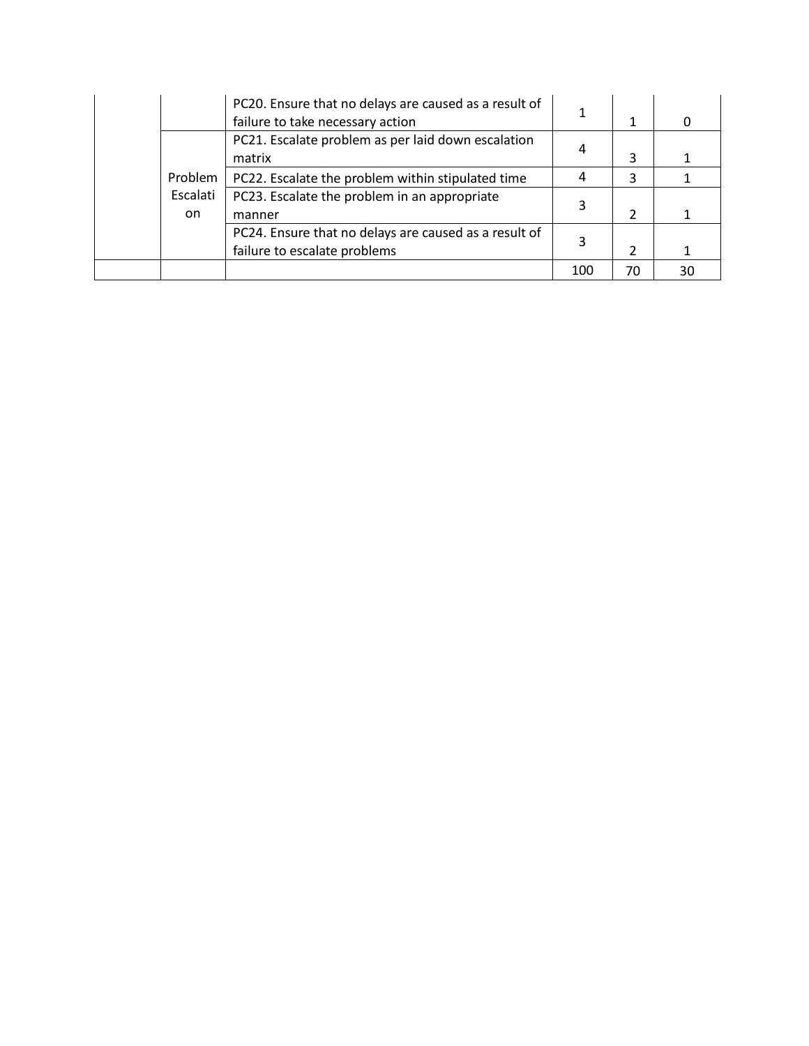| | | | | | |
|---|---|---|---|---|---|
| | | PC20. Ensure that no delays are caused as a result of failure to take necessary action | 1 | 1 | 0 |
| | Problem Escalation | PC21. Escalate problem as per laid down escalation matrix | 4 | 3 | 1 |
| | | PC22. Escalate the problem within stipulated time | 4 | 3 | 1 |
| | | PC23. Escalate the problem in an appropriate manner | 3 | 2 | 1 |
| | | PC24. Ensure that no delays are caused as a result of failure to escalate problems | 3 | 2 | 1 |
| | | | 100 | 70 | 30 |